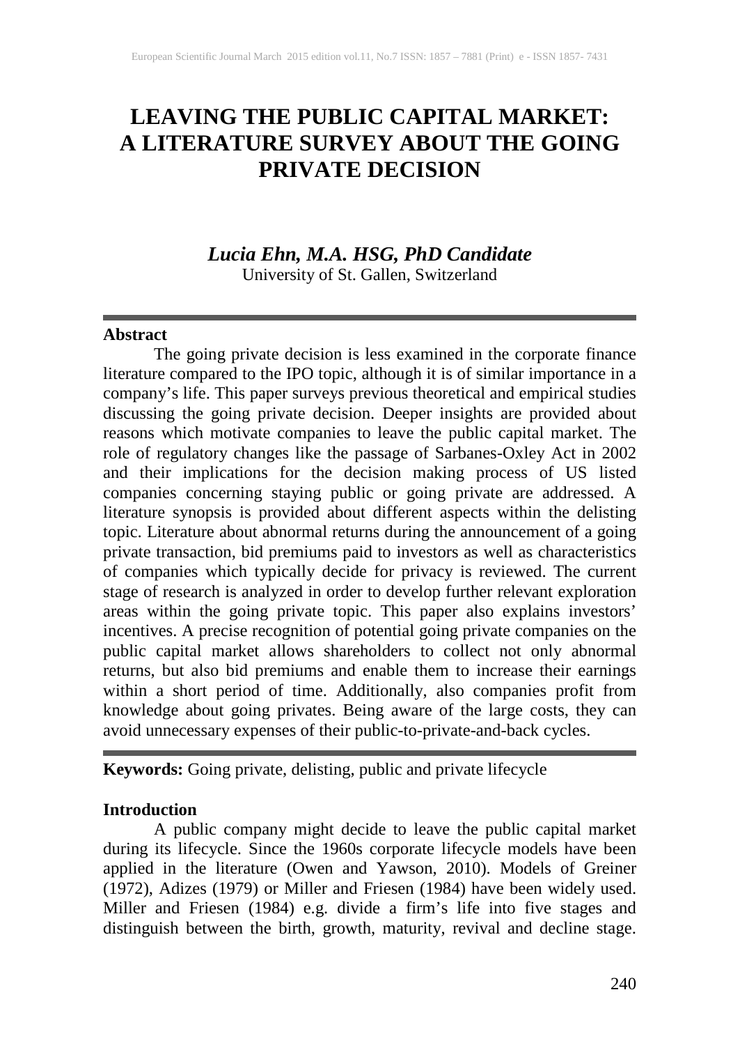# LEAVING THE PUBLIC CAPITAL MARKET: A LITERATURE SURVEY ABOUT THE GOING PRIVATE DECISION

***Lucia Ehn, M.A. HSG, PhD Candidate***
University of St. Gallen, Switzerland

---

**Abstract**

The going private decision is less examined in the corporate finance literature compared to the IPO topic, although it is of similar importance in a company's life. This paper surveys previous theoretical and empirical studies discussing the going private decision. Deeper insights are provided about reasons which motivate companies to leave the public capital market. The role of regulatory changes like the passage of Sarbanes-Oxley Act in 2002 and their implications for the decision making process of US listed companies concerning staying public or going private are addressed. A literature synopsis is provided about different aspects within the delisting topic. Literature about abnormal returns during the announcement of a going private transaction, bid premiums paid to investors as well as characteristics of companies which typically decide for privacy is reviewed. The current stage of research is analyzed in order to develop further relevant exploration areas within the going private topic. This paper also explains investors' incentives. A precise recognition of potential going private companies on the public capital market allows shareholders to collect not only abnormal returns, but also bid premiums and enable them to increase their earnings within a short period of time. Additionally, also companies profit from knowledge about going privates. Being aware of the large costs, they can avoid unnecessary expenses of their public-to-private-and-back cycles.

---

**Keywords:** Going private, delisting, public and private lifecycle

**Introduction**

A public company might decide to leave the public capital market during its lifecycle. Since the 1960s corporate lifecycle models have been applied in the literature (Owen and Yawson, 2010). Models of Greiner (1972), Adizes (1979) or Miller and Friesen (1984) have been widely used. Miller and Friesen (1984) e.g. divide a firm's life into five stages and distinguish between the birth, growth, maturity, revival and decline stage.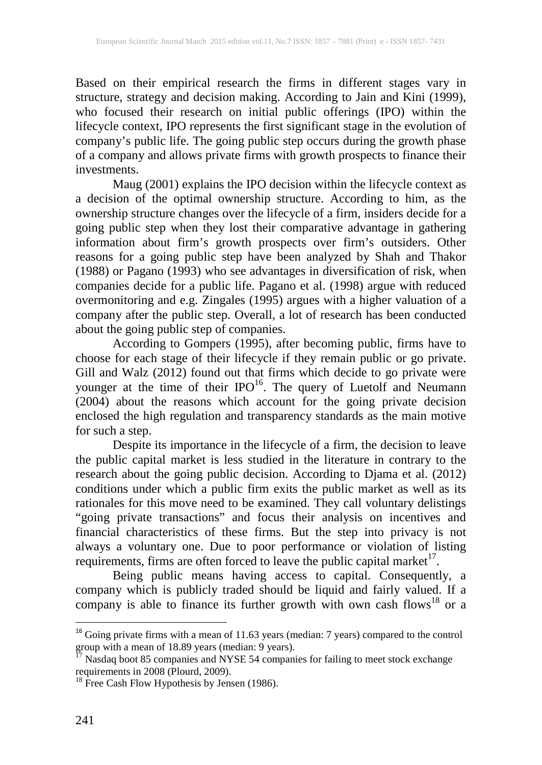Based on their empirical research the firms in different stages vary in structure, strategy and decision making. According to Jain and Kini (1999), who focused their research on initial public offerings (IPO) within the lifecycle context, IPO represents the first significant stage in the evolution of company's public life. The going public step occurs during the growth phase of a company and allows private firms with growth prospects to finance their investments.

Maug (2001) explains the IPO decision within the lifecycle context as a decision of the optimal ownership structure. According to him, as the ownership structure changes over the lifecycle of a firm, insiders decide for a going public step when they lost their comparative advantage in gathering information about firm's growth prospects over firm's outsiders. Other reasons for a going public step have been analyzed by Shah and Thakor (1988) or Pagano (1993) who see advantages in diversification of risk, when companies decide for a public life. Pagano et al. (1998) argue with reduced overmonitoring and e.g. Zingales (1995) argues with a higher valuation of a company after the public step. Overall, a lot of research has been conducted about the going public step of companies.

According to Gompers (1995), after becoming public, firms have to choose for each stage of their lifecycle if they remain public or go private. Gill and Walz (2012) found out that firms which decide to go private were younger at the time of their IPO[16]. The query of Luetolf and Neumann (2004) about the reasons which account for the going private decision enclosed the high regulation and transparency standards as the main motive for such a step.

Despite its importance in the lifecycle of a firm, the decision to leave the public capital market is less studied in the literature in contrary to the research about the going public decision. According to Djama et al. (2012) conditions under which a public firm exits the public market as well as its rationales for this move need to be examined. They call voluntary delistings "going private transactions" and focus their analysis on incentives and financial characteristics of these firms. But the step into privacy is not always a voluntary one. Due to poor performance or violation of listing requirements, firms are often forced to leave the public capital market[17].

Being public means having access to capital. Consequently, a company which is publicly traded should be liquid and fairly valued. If a company is able to finance its further growth with own cash flows[18] or a

---

[16] Going private firms with a mean of 11.63 years (median: 7 years) compared to the control group with a mean of 18.89 years (median: 9 years).

[17] Nasdaq boot 85 companies and NYSE 54 companies for failing to meet stock exchange requirements in 2008 (Plourd, 2009).

[18] Free Cash Flow Hypothesis by Jensen (1986).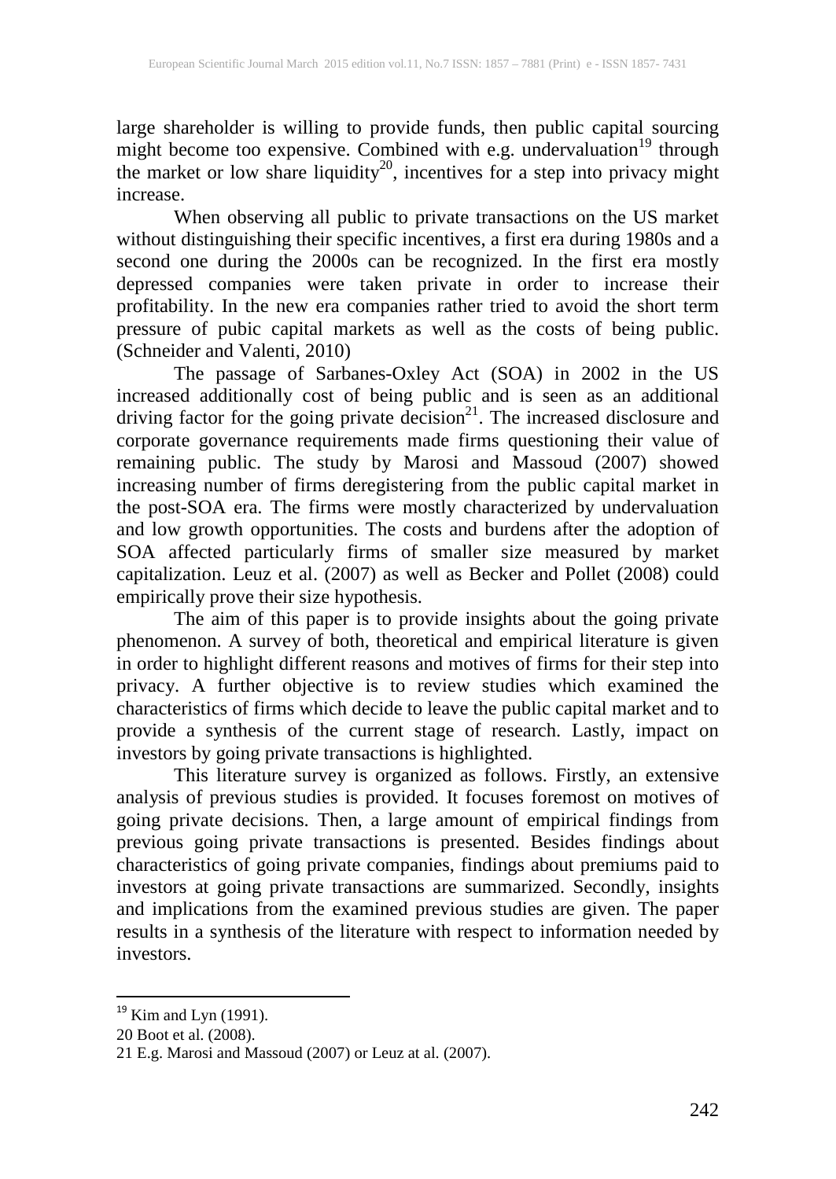large shareholder is willing to provide funds, then public capital sourcing might become too expensive. Combined with e.g. undervaluation[19] through the market or low share liquidity[20], incentives for a step into privacy might increase.

When observing all public to private transactions on the US market without distinguishing their specific incentives, a first era during 1980s and a second one during the 2000s can be recognized. In the first era mostly depressed companies were taken private in order to increase their profitability. In the new era companies rather tried to avoid the short term pressure of pubic capital markets as well as the costs of being public. (Schneider and Valenti, 2010)

The passage of Sarbanes-Oxley Act (SOA) in 2002 in the US increased additionally cost of being public and is seen as an additional driving factor for the going private decision[21]. The increased disclosure and corporate governance requirements made firms questioning their value of remaining public. The study by Marosi and Massoud (2007) showed increasing number of firms deregistering from the public capital market in the post-SOA era. The firms were mostly characterized by undervaluation and low growth opportunities. The costs and burdens after the adoption of SOA affected particularly firms of smaller size measured by market capitalization. Leuz et al. (2007) as well as Becker and Pollet (2008) could empirically prove their size hypothesis.

The aim of this paper is to provide insights about the going private phenomenon. A survey of both, theoretical and empirical literature is given in order to highlight different reasons and motives of firms for their step into privacy. A further objective is to review studies which examined the characteristics of firms which decide to leave the public capital market and to provide a synthesis of the current stage of research. Lastly, impact on investors by going private transactions is highlighted.

This literature survey is organized as follows. Firstly, an extensive analysis of previous studies is provided. It focuses foremost on motives of going private decisions. Then, a large amount of empirical findings from previous going private transactions is presented. Besides findings about characteristics of going private companies, findings about premiums paid to investors at going private transactions are summarized. Secondly, insights and implications from the examined previous studies are given. The paper results in a synthesis of the literature with respect to information needed by investors.

---

[19] Kim and Lyn (1991).

[20] Boot et al. (2008).

[21] E.g. Marosi and Massoud (2007) or Leuz at al. (2007).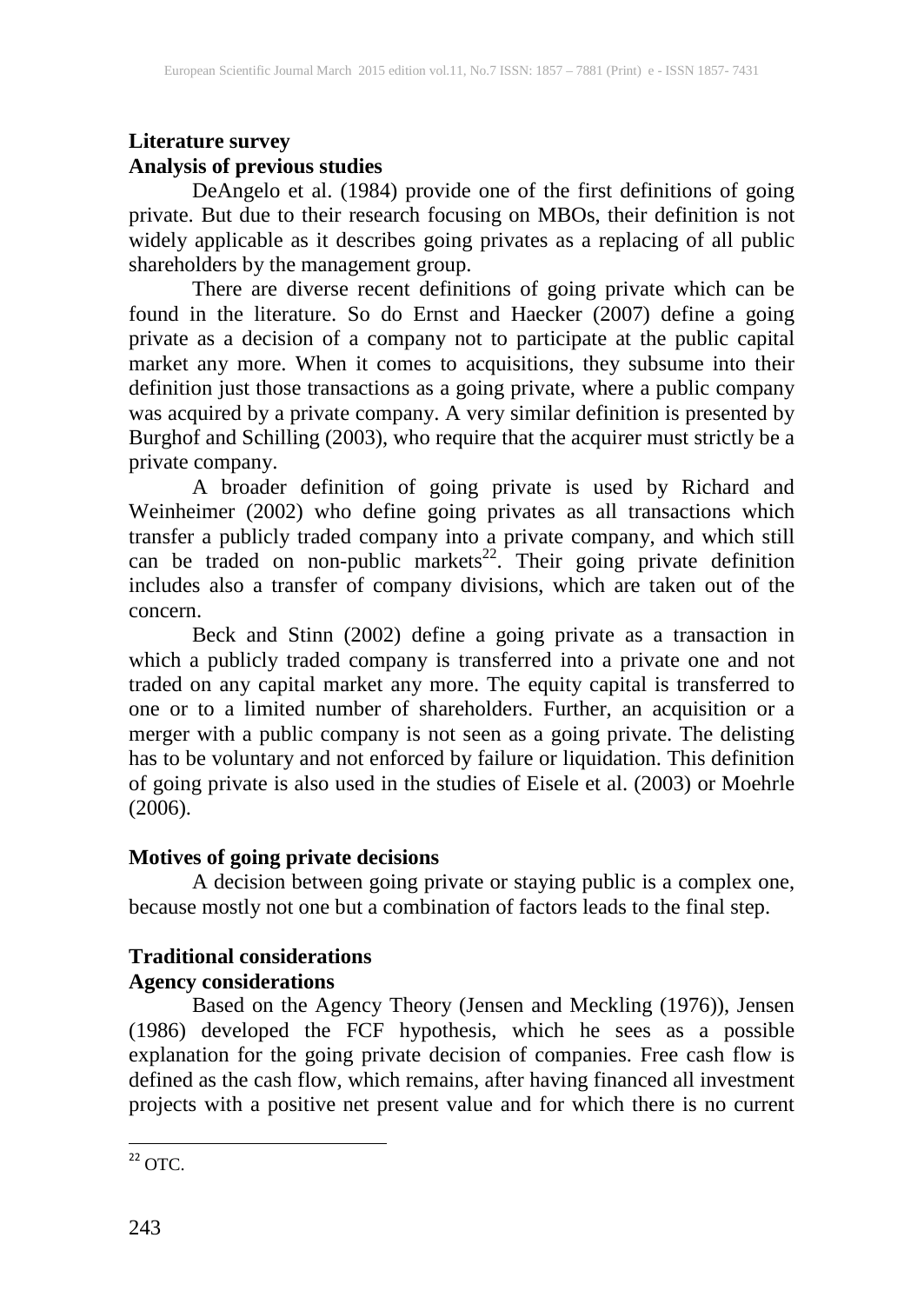## Literature survey

### Analysis of previous studies

DeAngelo et al. (1984) provide one of the first definitions of going private. But due to their research focusing on MBOs, their definition is not widely applicable as it describes going privates as a replacing of all public shareholders by the management group.

There are diverse recent definitions of going private which can be found in the literature. So do Ernst and Haecker (2007) define a going private as a decision of a company not to participate at the public capital market any more. When it comes to acquisitions, they subsume into their definition just those transactions as a going private, where a public company was acquired by a private company. A very similar definition is presented by Burghof and Schilling (2003), who require that the acquirer must strictly be a private company.

A broader definition of going private is used by Richard and Weinheimer (2002) who define going privates as all transactions which transfer a publicly traded company into a private company, and which still can be traded on non-public markets[22]. Their going private definition includes also a transfer of company divisions, which are taken out of the concern.

Beck and Stinn (2002) define a going private as a transaction in which a publicly traded company is transferred into a private one and not traded on any capital market any more. The equity capital is transferred to one or to a limited number of shareholders. Further, an acquisition or a merger with a public company is not seen as a going private. The delisting has to be voluntary and not enforced by failure or liquidation. This definition of going private is also used in the studies of Eisele et al. (2003) or Moehrle (2006).

### Motives of going private decisions

A decision between going private or staying public is a complex one, because mostly not one but a combination of factors leads to the final step.

### Traditional considerations

#### Agency considerations

Based on the Agency Theory (Jensen and Meckling (1976)), Jensen (1986) developed the FCF hypothesis, which he sees as a possible explanation for the going private decision of companies. Free cash flow is defined as the cash flow, which remains, after having financed all investment projects with a positive net present value and for which there is no current

[22] OTC.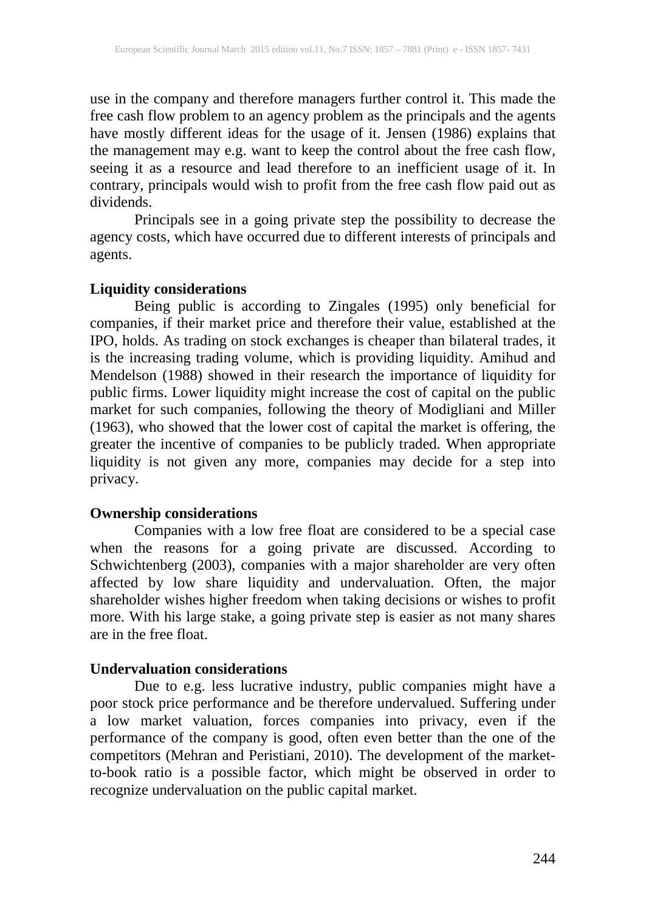use in the company and therefore managers further control it. This made the free cash flow problem to an agency problem as the principals and the agents have mostly different ideas for the usage of it. Jensen (1986) explains that the management may e.g. want to keep the control about the free cash flow, seeing it as a resource and lead therefore to an inefficient usage of it. In contrary, principals would wish to profit from the free cash flow paid out as dividends.

Principals see in a going private step the possibility to decrease the agency costs, which have occurred due to different interests of principals and agents.

**Liquidity considerations**

Being public is according to Zingales (1995) only beneficial for companies, if their market price and therefore their value, established at the IPO, holds. As trading on stock exchanges is cheaper than bilateral trades, it is the increasing trading volume, which is providing liquidity. Amihud and Mendelson (1988) showed in their research the importance of liquidity for public firms. Lower liquidity might increase the cost of capital on the public market for such companies, following the theory of Modigliani and Miller (1963), who showed that the lower cost of capital the market is offering, the greater the incentive of companies to be publicly traded. When appropriate liquidity is not given any more, companies may decide for a step into privacy.

**Ownership considerations**

Companies with a low free float are considered to be a special case when the reasons for a going private are discussed. According to Schwichtenberg (2003), companies with a major shareholder are very often affected by low share liquidity and undervaluation. Often, the major shareholder wishes higher freedom when taking decisions or wishes to profit more. With his large stake, a going private step is easier as not many shares are in the free float.

**Undervaluation considerations**

Due to e.g. less lucrative industry, public companies might have a poor stock price performance and be therefore undervalued. Suffering under a low market valuation, forces companies into privacy, even if the performance of the company is good, often even better than the one of the competitors (Mehran and Peristiani, 2010). The development of the market-to-book ratio is a possible factor, which might be observed in order to recognize undervaluation on the public capital market.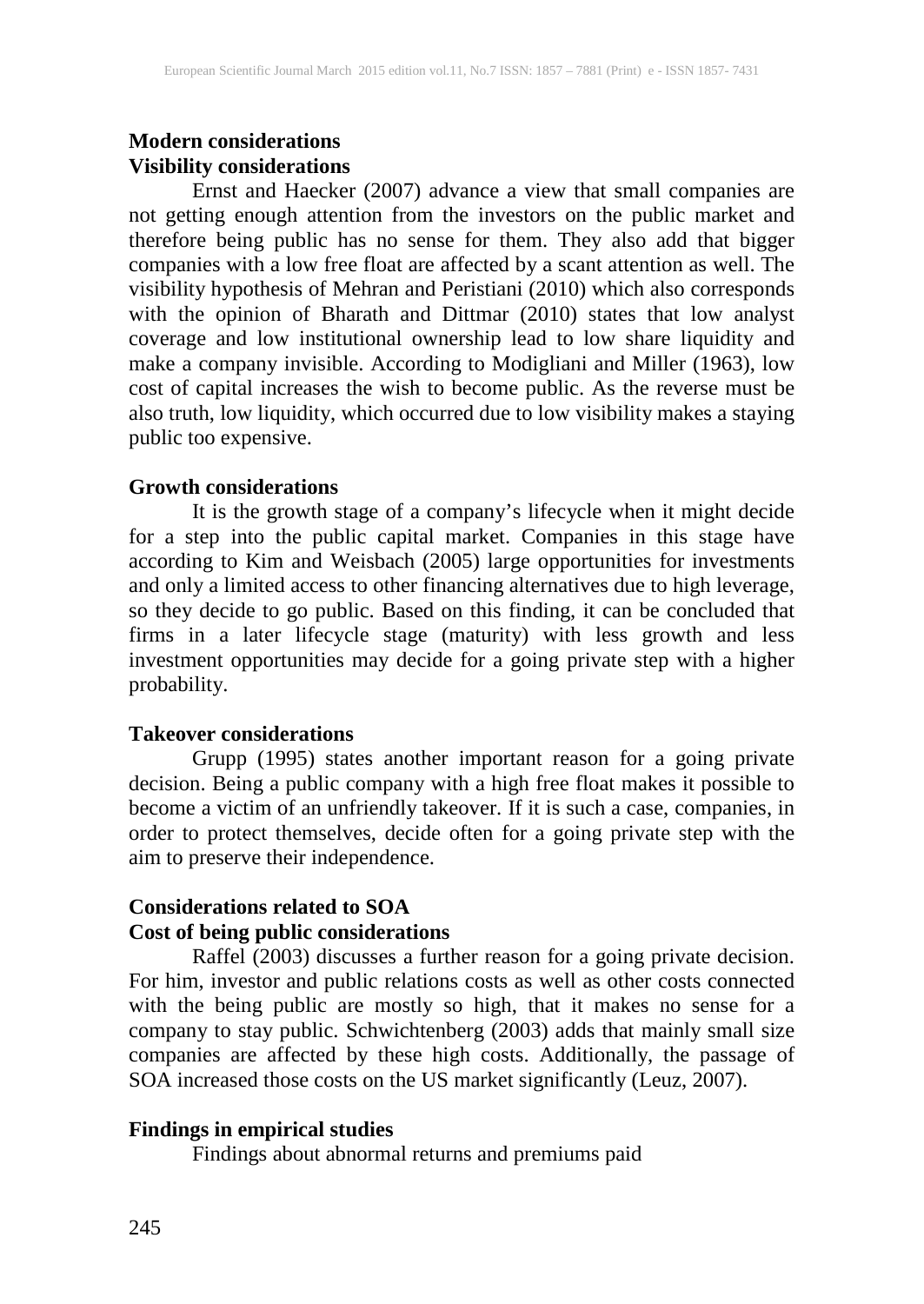**Modern considerations**

**Visibility considerations**

Ernst and Haecker (2007) advance a view that small companies are not getting enough attention from the investors on the public market and therefore being public has no sense for them. They also add that bigger companies with a low free float are affected by a scant attention as well. The visibility hypothesis of Mehran and Peristiani (2010) which also corresponds with the opinion of Bharath and Dittmar (2010) states that low analyst coverage and low institutional ownership lead to low share liquidity and make a company invisible. According to Modigliani and Miller (1963), low cost of capital increases the wish to become public. As the reverse must be also truth, low liquidity, which occurred due to low visibility makes a staying public too expensive.

**Growth considerations**

It is the growth stage of a company's lifecycle when it might decide for a step into the public capital market. Companies in this stage have according to Kim and Weisbach (2005) large opportunities for investments and only a limited access to other financing alternatives due to high leverage, so they decide to go public. Based on this finding, it can be concluded that firms in a later lifecycle stage (maturity) with less growth and less investment opportunities may decide for a going private step with a higher probability.

**Takeover considerations**

Grupp (1995) states another important reason for a going private decision. Being a public company with a high free float makes it possible to become a victim of an unfriendly takeover. If it is such a case, companies, in order to protect themselves, decide often for a going private step with the aim to preserve their independence.

**Considerations related to SOA**

**Cost of being public considerations**

Raffel (2003) discusses a further reason for a going private decision. For him, investor and public relations costs as well as other costs connected with the being public are mostly so high, that it makes no sense for a company to stay public. Schwichtenberg (2003) adds that mainly small size companies are affected by these high costs. Additionally, the passage of SOA increased those costs on the US market significantly (Leuz, 2007).

**Findings in empirical studies**

Findings about abnormal returns and premiums paid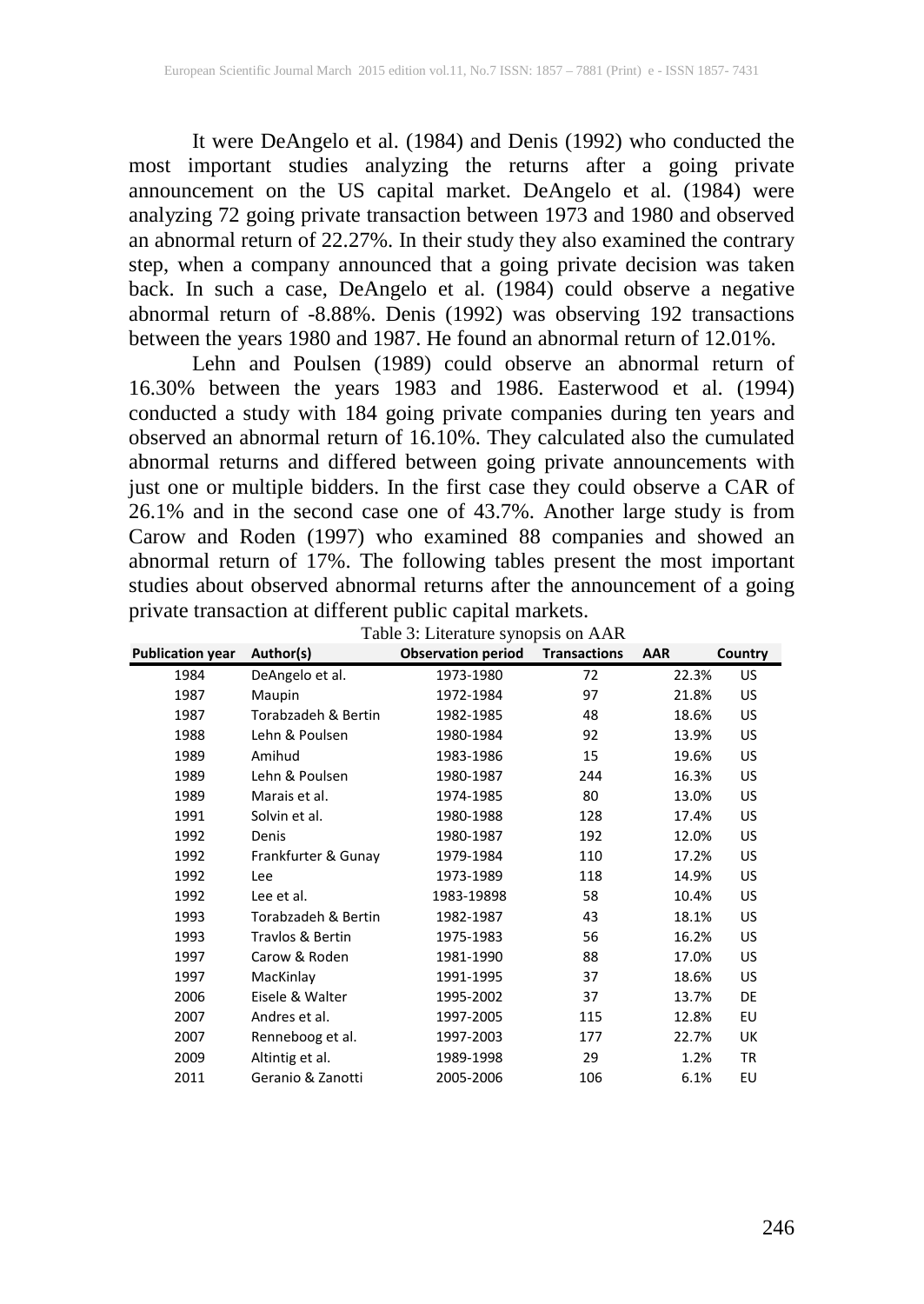It were DeAngelo et al. (1984) and Denis (1992) who conducted the most important studies analyzing the returns after a going private announcement on the US capital market. DeAngelo et al. (1984) were analyzing 72 going private transaction between 1973 and 1980 and observed an abnormal return of 22.27%. In their study they also examined the contrary step, when a company announced that a going private decision was taken back. In such a case, DeAngelo et al. (1984) could observe a negative abnormal return of -8.88%. Denis (1992) was observing 192 transactions between the years 1980 and 1987. He found an abnormal return of 12.01%.

Lehn and Poulsen (1989) could observe an abnormal return of 16.30% between the years 1983 and 1986. Easterwood et al. (1994) conducted a study with 184 going private companies during ten years and observed an abnormal return of 16.10%. They calculated also the cumulated abnormal returns and differed between going private announcements with just one or multiple bidders. In the first case they could observe a CAR of 26.1% and in the second case one of 43.7%. Another large study is from Carow and Roden (1997) who examined 88 companies and showed an abnormal return of 17%. The following tables present the most important studies about observed abnormal returns after the announcement of a going private transaction at different public capital markets.

Table 3: Literature synopsis on AAR

| Publication year | Author(s) | Observation period | Transactions | AAR | Country |
|---|---|---|---|---|---|
| 1984 | DeAngelo et al. | 1973-1980 | 72 | 22.3% | US |
| 1987 | Maupin | 1972-1984 | 97 | 21.8% | US |
| 1987 | Torabzadeh & Bertin | 1982-1985 | 48 | 18.6% | US |
| 1988 | Lehn & Poulsen | 1980-1984 | 92 | 13.9% | US |
| 1989 | Amihud | 1983-1986 | 15 | 19.6% | US |
| 1989 | Lehn & Poulsen | 1980-1987 | 244 | 16.3% | US |
| 1989 | Marais et al. | 1974-1985 | 80 | 13.0% | US |
| 1991 | Solvin et al. | 1980-1988 | 128 | 17.4% | US |
| 1992 | Denis | 1980-1987 | 192 | 12.0% | US |
| 1992 | Frankfurter & Gunay | 1979-1984 | 110 | 17.2% | US |
| 1992 | Lee | 1973-1989 | 118 | 14.9% | US |
| 1992 | Lee et al. | 1983-19898 | 58 | 10.4% | US |
| 1993 | Torabzadeh & Bertin | 1982-1987 | 43 | 18.1% | US |
| 1993 | Travlos & Bertin | 1975-1983 | 56 | 16.2% | US |
| 1997 | Carow & Roden | 1981-1990 | 88 | 17.0% | US |
| 1997 | MacKinlay | 1991-1995 | 37 | 18.6% | US |
| 2006 | Eisele & Walter | 1995-2002 | 37 | 13.7% | DE |
| 2007 | Andres et al. | 1997-2005 | 115 | 12.8% | EU |
| 2007 | Renneboog et al. | 1997-2003 | 177 | 22.7% | UK |
| 2009 | Altintig et al. | 1989-1998 | 29 | 1.2% | TR |
| 2011 | Geranio & Zanotti | 2005-2006 | 106 | 6.1% | EU |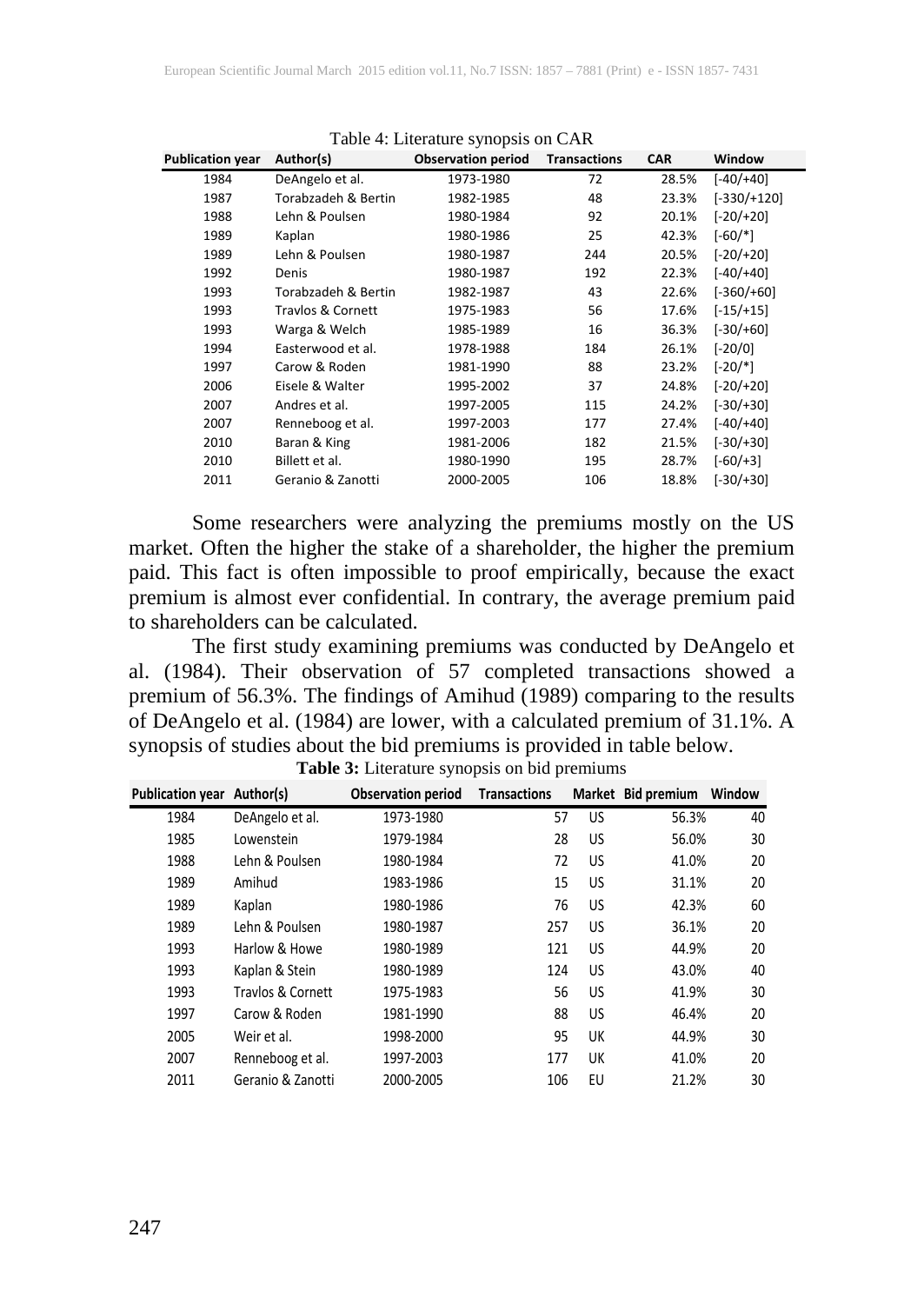Table 4: Literature synopsis on CAR

| Publication year | Author(s) | Observation period | Transactions | CAR | Window |
|---|---|---|---|---|---|
| 1984 | DeAngelo et al. | 1973-1980 | 72 | 28.5% | [-40/+40] |
| 1987 | Torabzadeh & Bertin | 1982-1985 | 48 | 23.3% | [-330/+120] |
| 1988 | Lehn & Poulsen | 1980-1984 | 92 | 20.1% | [-20/+20] |
| 1989 | Kaplan | 1980-1986 | 25 | 42.3% | [-60/*] |
| 1989 | Lehn & Poulsen | 1980-1987 | 244 | 20.5% | [-20/+20] |
| 1992 | Denis | 1980-1987 | 192 | 22.3% | [-40/+40] |
| 1993 | Torabzadeh & Bertin | 1982-1987 | 43 | 22.6% | [-360/+60] |
| 1993 | Travlos & Cornett | 1975-1983 | 56 | 17.6% | [-15/+15] |
| 1993 | Warga & Welch | 1985-1989 | 16 | 36.3% | [-30/+60] |
| 1994 | Easterwood et al. | 1978-1988 | 184 | 26.1% | [-20/0] |
| 1997 | Carow & Roden | 1981-1990 | 88 | 23.2% | [-20/*] |
| 2006 | Eisele & Walter | 1995-2002 | 37 | 24.8% | [-20/+20] |
| 2007 | Andres et al. | 1997-2005 | 115 | 24.2% | [-30/+30] |
| 2007 | Renneboog et al. | 1997-2003 | 177 | 27.4% | [-40/+40] |
| 2010 | Baran & King | 1981-2006 | 182 | 21.5% | [-30/+30] |
| 2010 | Billett et al. | 1980-1990 | 195 | 28.7% | [-60/+3] |
| 2011 | Geranio & Zanotti | 2000-2005 | 106 | 18.8% | [-30/+30] |

Some researchers were analyzing the premiums mostly on the US market. Often the higher the stake of a shareholder, the higher the premium paid. This fact is often impossible to proof empirically, because the exact premium is almost ever confidential. In contrary, the average premium paid to shareholders can be calculated.

The first study examining premiums was conducted by DeAngelo et al. (1984). Their observation of 57 completed transactions showed a premium of 56.3%. The findings of Amihud (1989) comparing to the results of DeAngelo et al. (1984) are lower, with a calculated premium of 31.1%. A synopsis of studies about the bid premiums is provided in table below.

**Table 3:** Literature synopsis on bid premiums

| Publication year | Author(s) | Observation period | Transactions | Market | Bid premium | Window |
|---|---|---|---|---|---|---|
| 1984 | DeAngelo et al. | 1973-1980 | 57 | US | 56.3% | 40 |
| 1985 | Lowenstein | 1979-1984 | 28 | US | 56.0% | 30 |
| 1988 | Lehn & Poulsen | 1980-1984 | 72 | US | 41.0% | 20 |
| 1989 | Amihud | 1983-1986 | 15 | US | 31.1% | 20 |
| 1989 | Kaplan | 1980-1986 | 76 | US | 42.3% | 60 |
| 1989 | Lehn & Poulsen | 1980-1987 | 257 | US | 36.1% | 20 |
| 1993 | Harlow & Howe | 1980-1989 | 121 | US | 44.9% | 20 |
| 1993 | Kaplan & Stein | 1980-1989 | 124 | US | 43.0% | 40 |
| 1993 | Travlos & Cornett | 1975-1983 | 56 | US | 41.9% | 30 |
| 1997 | Carow & Roden | 1981-1990 | 88 | US | 46.4% | 20 |
| 2005 | Weir et al. | 1998-2000 | 95 | UK | 44.9% | 30 |
| 2007 | Renneboog et al. | 1997-2003 | 177 | UK | 41.0% | 20 |
| 2011 | Geranio & Zanotti | 2000-2005 | 106 | EU | 21.2% | 30 |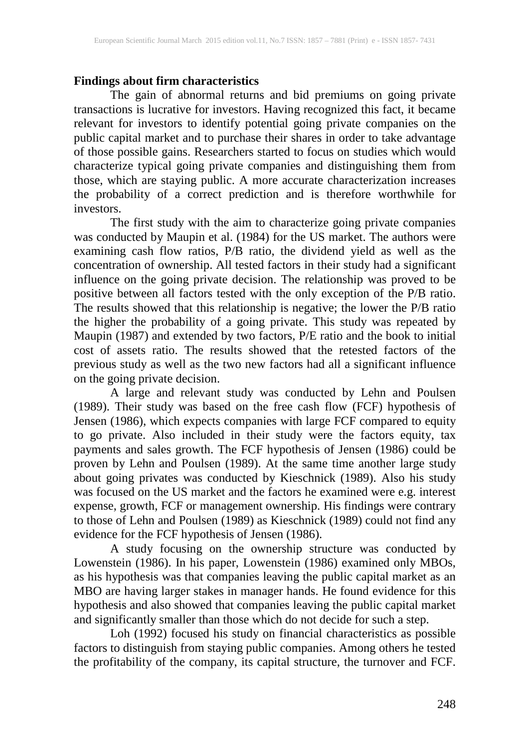**Findings about firm characteristics**

The gain of abnormal returns and bid premiums on going private transactions is lucrative for investors. Having recognized this fact, it became relevant for investors to identify potential going private companies on the public capital market and to purchase their shares in order to take advantage of those possible gains. Researchers started to focus on studies which would characterize typical going private companies and distinguishing them from those, which are staying public. A more accurate characterization increases the probability of a correct prediction and is therefore worthwhile for investors.

The first study with the aim to characterize going private companies was conducted by Maupin et al. (1984) for the US market. The authors were examining cash flow ratios, P/B ratio, the dividend yield as well as the concentration of ownership. All tested factors in their study had a significant influence on the going private decision. The relationship was proved to be positive between all factors tested with the only exception of the P/B ratio. The results showed that this relationship is negative; the lower the P/B ratio the higher the probability of a going private. This study was repeated by Maupin (1987) and extended by two factors, P/E ratio and the book to initial cost of assets ratio. The results showed that the retested factors of the previous study as well as the two new factors had all a significant influence on the going private decision.

A large and relevant study was conducted by Lehn and Poulsen (1989). Their study was based on the free cash flow (FCF) hypothesis of Jensen (1986), which expects companies with large FCF compared to equity to go private. Also included in their study were the factors equity, tax payments and sales growth. The FCF hypothesis of Jensen (1986) could be proven by Lehn and Poulsen (1989). At the same time another large study about going privates was conducted by Kieschnick (1989). Also his study was focused on the US market and the factors he examined were e.g. interest expense, growth, FCF or management ownership. His findings were contrary to those of Lehn and Poulsen (1989) as Kieschnick (1989) could not find any evidence for the FCF hypothesis of Jensen (1986).

A study focusing on the ownership structure was conducted by Lowenstein (1986). In his paper, Lowenstein (1986) examined only MBOs, as his hypothesis was that companies leaving the public capital market as an MBO are having larger stakes in manager hands. He found evidence for this hypothesis and also showed that companies leaving the public capital market and significantly smaller than those which do not decide for such a step.

Loh (1992) focused his study on financial characteristics as possible factors to distinguish from staying public companies. Among others he tested the profitability of the company, its capital structure, the turnover and FCF.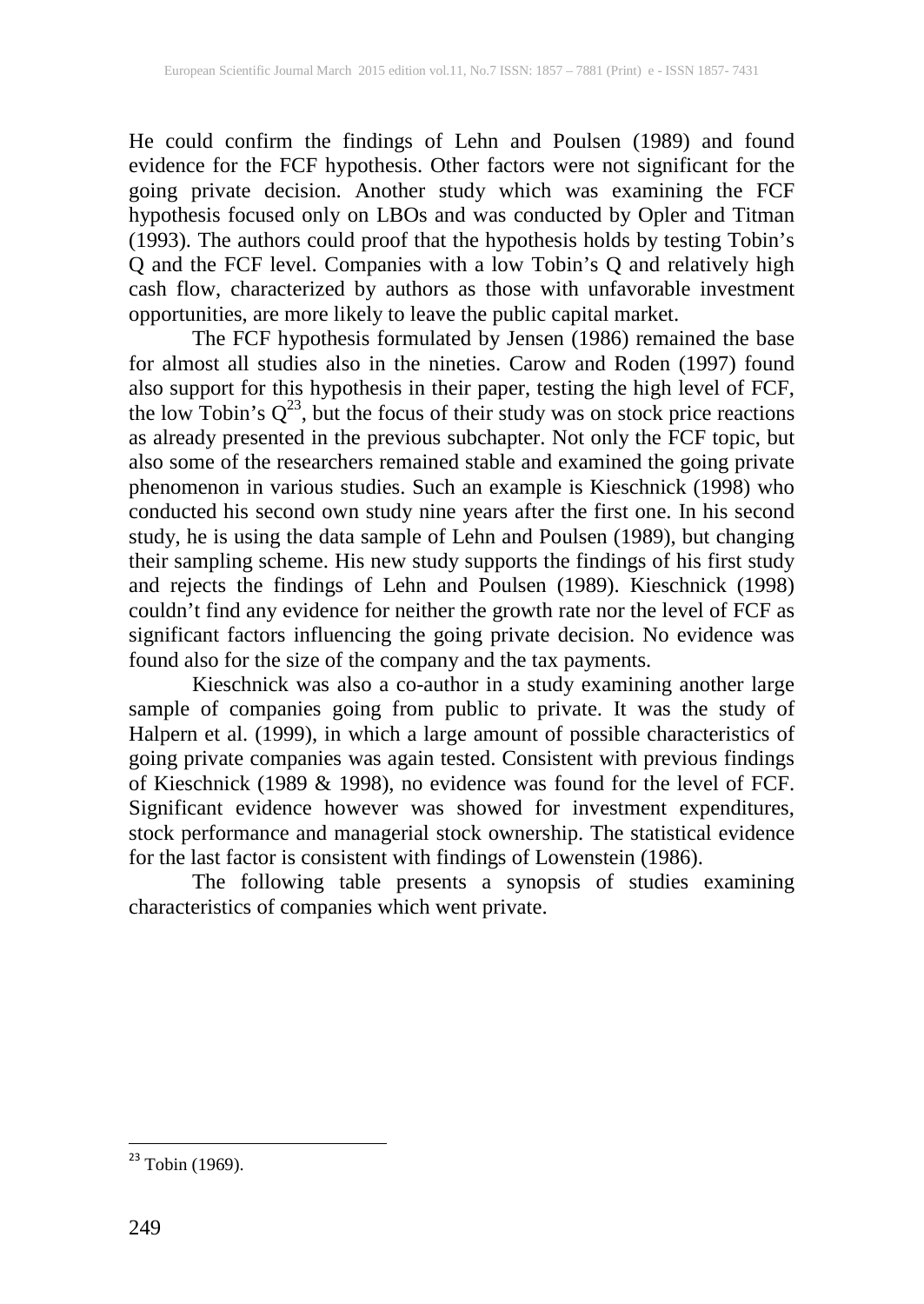He could confirm the findings of Lehn and Poulsen (1989) and found evidence for the FCF hypothesis. Other factors were not significant for the going private decision. Another study which was examining the FCF hypothesis focused only on LBOs and was conducted by Opler and Titman (1993). The authors could proof that the hypothesis holds by testing Tobin's Q and the FCF level. Companies with a low Tobin's Q and relatively high cash flow, characterized by authors as those with unfavorable investment opportunities, are more likely to leave the public capital market.

The FCF hypothesis formulated by Jensen (1986) remained the base for almost all studies also in the nineties. Carow and Roden (1997) found also support for this hypothesis in their paper, testing the high level of FCF, the low Tobin's Q[23], but the focus of their study was on stock price reactions as already presented in the previous subchapter. Not only the FCF topic, but also some of the researchers remained stable and examined the going private phenomenon in various studies. Such an example is Kieschnick (1998) who conducted his second own study nine years after the first one. In his second study, he is using the data sample of Lehn and Poulsen (1989), but changing their sampling scheme. His new study supports the findings of his first study and rejects the findings of Lehn and Poulsen (1989). Kieschnick (1998) couldn't find any evidence for neither the growth rate nor the level of FCF as significant factors influencing the going private decision. No evidence was found also for the size of the company and the tax payments.

Kieschnick was also a co-author in a study examining another large sample of companies going from public to private. It was the study of Halpern et al. (1999), in which a large amount of possible characteristics of going private companies was again tested. Consistent with previous findings of Kieschnick (1989 & 1998), no evidence was found for the level of FCF. Significant evidence however was showed for investment expenditures, stock performance and managerial stock ownership. The statistical evidence for the last factor is consistent with findings of Lowenstein (1986).

The following table presents a synopsis of studies examining characteristics of companies which went private.

[23] Tobin (1969).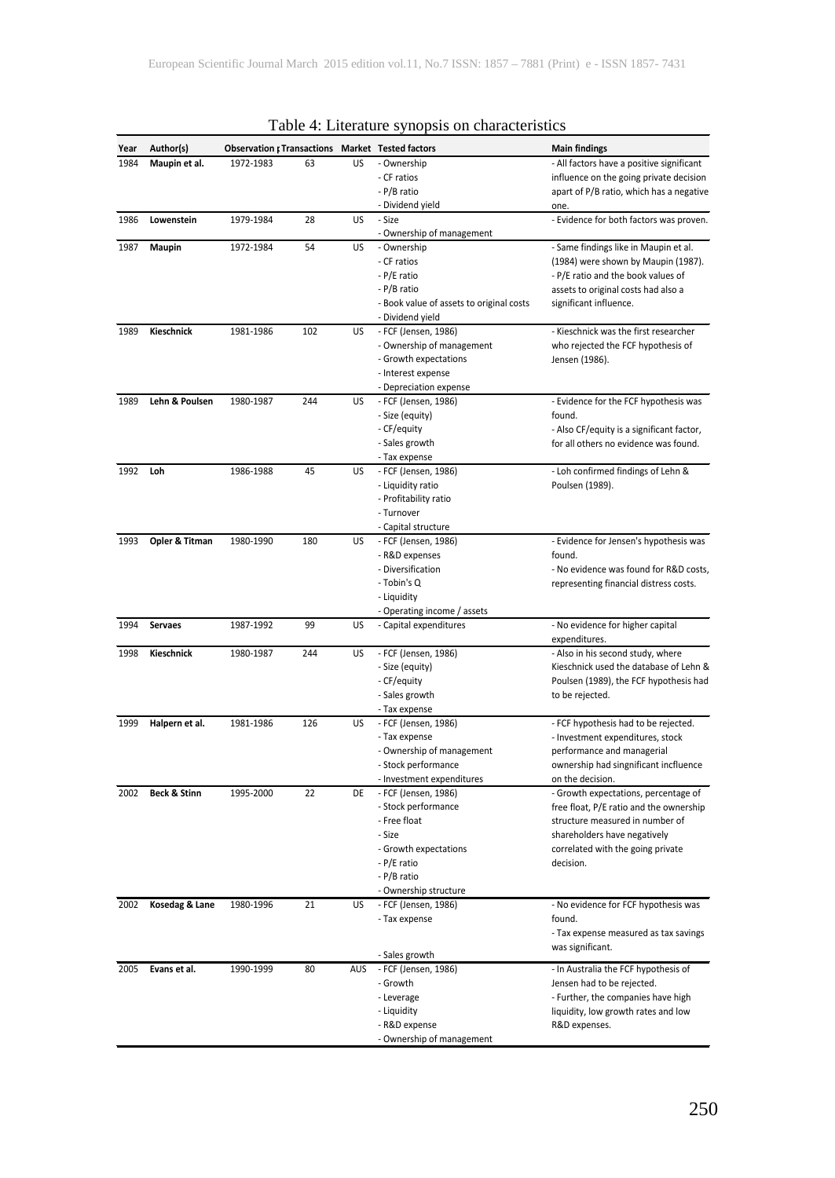Table 4: Literature synopsis on characteristics

| Year | Author(s) | Observation period | Transactions | Market | Tested factors | Main findings |
|---|---|---|---|---|---|---|
| 1984 | **Maupin et al.** | 1972-1983 | 63 | US | - Ownership<br>- CF ratios<br>- P/B ratio<br>- Dividend yield | - All factors have a positive significant influence on the going private decision apart of P/B ratio, which has a negative one. |
| 1986 | **Lowenstein** | 1979-1984 | 28 | US | - Size<br>- Ownership of management | - Evidence for both factors was proven. |
| 1987 | **Maupin** | 1972-1984 | 54 | US | - Ownership<br>- CF ratios<br>- P/E ratio<br>- P/B ratio<br>- Book value of assets to original costs<br>- Dividend yield | - Same findings like in Maupin et al. (1984) were shown by Maupin (1987).<br>- P/E ratio and the book values of assets to original costs had also a significant influence. |
| 1989 | **Kieschnick** | 1981-1986 | 102 | US | - FCF (Jensen, 1986)<br>- Ownership of management<br>- Growth expectations<br>- Interest expense<br>- Depreciation expense | - Kieschnick was the first researcher who rejected the FCF hypothesis of Jensen (1986). |
| 1989 | **Lehn & Poulsen** | 1980-1987 | 244 | US | - FCF (Jensen, 1986)<br>- Size (equity)<br>- CF/equity<br>- Sales growth<br>- Tax expense | - Evidence for the FCF hypothesis was found.<br>- Also CF/equity is a significant factor, for all others no evidence was found. |
| 1992 | **Loh** | 1986-1988 | 45 | US | - FCF (Jensen, 1986)<br>- Liquidity ratio<br>- Profitability ratio<br>- Turnover<br>- Capital structure | - Loh confirmed findings of Lehn & Poulsen (1989). |
| 1993 | **Opler & Titman** | 1980-1990 | 180 | US | - FCF (Jensen, 1986)<br>- R&D expenses<br>- Diversification<br>- Tobin's Q<br>- Liquidity<br>- Operating income / assets | - Evidence for Jensen's hypothesis was found.<br>- No evidence was found for R&D costs, representing financial distress costs. |
| 1994 | **Servaes** | 1987-1992 | 99 | US | - Capital expenditures | - No evidence for higher capital expenditures. |
| 1998 | **Kieschnick** | 1980-1987 | 244 | US | - FCF (Jensen, 1986)<br>- Size (equity)<br>- CF/equity<br>- Sales growth<br>- Tax expense | - Also in his second study, where Kieschnick used the database of Lehn & Poulsen (1989), the FCF hypothesis had to be rejected. |
| 1999 | **Halpern et al.** | 1981-1986 | 126 | US | - FCF (Jensen, 1986)<br>- Tax expense<br>- Ownership of management<br>- Stock performance<br>- Investment expenditures | - FCF hypothesis had to be rejected.<br>- Investment expenditures, stock performance and managerial ownership had singnificant incfluence on the decision. |
| 2002 | **Beck & Stinn** | 1995-2000 | 22 | DE | - FCF (Jensen, 1986)<br>- Stock performance<br>- Free float<br>- Size<br>- Growth expectations<br>- P/E ratio<br>- P/B ratio<br>- Ownership structure | - Growth expectations, percentage of free float, P/E ratio and the ownership structure measured in number of shareholders have negatively correlated with the going private decision. |
| 2002 | **Kosedag & Lane** | 1980-1996 | 21 | US | - FCF (Jensen, 1986)<br>- Tax expense<br>- Sales growth | - No evidence for FCF hypothesis was found.<br>- Tax expense measured as tax savings was significant. |
| 2005 | **Evans et al.** | 1990-1999 | 80 | AUS | - FCF (Jensen, 1986)<br>- Growth<br>- Leverage<br>- Liquidity<br>- R&D expense<br>- Ownership of management | - In Australia the FCF hypothesis of Jensen had to be rejected.<br>- Further, the companies have high liquidity, low growth rates and low R&D expenses. |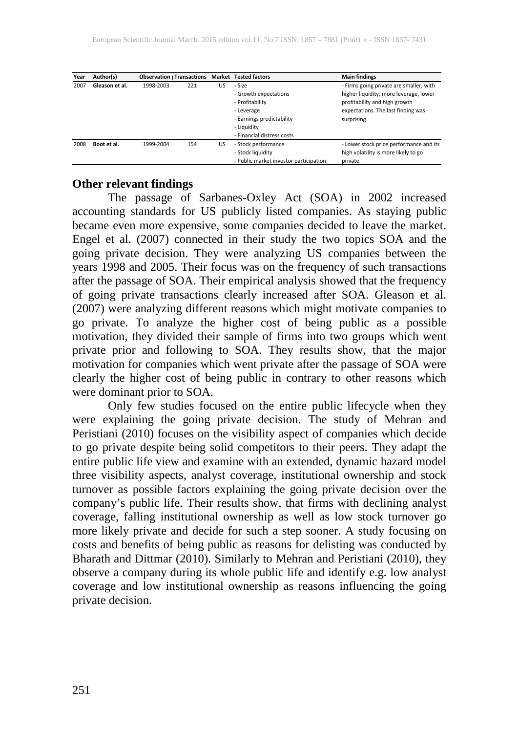| Year | Author(s) | Observation period | Transactions | Market | Tested factors | Main findings |
|---|---|---|---|---|---|---|
| 2007 | **Gleason et al.** | 1998-2003 | 221 | US | - Size<br>- Growth expectations<br>- Profitability<br>- Leverage<br>- Earnings predictability<br>- Liquidity<br>- Financial distress costs | - Firms going private are smaller, with higher liquidity, more leverage, lower profitability and high growth expectations. The last finding was surprising. |
| 2008 | **Boot et al.** | 1999-2004 | 154 | US | - Stock performance<br>- Stock liquidity<br>- Public market investor participation | - Lower stock price performance and its high volatility is more likely to go private. |

**Other relevant findings**

The passage of Sarbanes-Oxley Act (SOA) in 2002 increased accounting standards for US publicly listed companies. As staying public became even more expensive, some companies decided to leave the market. Engel et al. (2007) connected in their study the two topics SOA and the going private decision. They were analyzing US companies between the years 1998 and 2005. Their focus was on the frequency of such transactions after the passage of SOA. Their empirical analysis showed that the frequency of going private transactions clearly increased after SOA. Gleason et al. (2007) were analyzing different reasons which might motivate companies to go private. To analyze the higher cost of being public as a possible motivation, they divided their sample of firms into two groups which went private prior and following to SOA. They results show, that the major motivation for companies which went private after the passage of SOA were clearly the higher cost of being public in contrary to other reasons which were dominant prior to SOA.

Only few studies focused on the entire public lifecycle when they were explaining the going private decision. The study of Mehran and Peristiani (2010) focuses on the visibility aspect of companies which decide to go private despite being solid competitors to their peers. They adapt the entire public life view and examine with an extended, dynamic hazard model three visibility aspects, analyst coverage, institutional ownership and stock turnover as possible factors explaining the going private decision over the company's public life. Their results show, that firms with declining analyst coverage, falling institutional ownership as well as low stock turnover go more likely private and decide for such a step sooner. A study focusing on costs and benefits of being public as reasons for delisting was conducted by Bharath and Dittmar (2010). Similarly to Mehran and Peristiani (2010), they observe a company during its whole public life and identify e.g. low analyst coverage and low institutional ownership as reasons influencing the going private decision.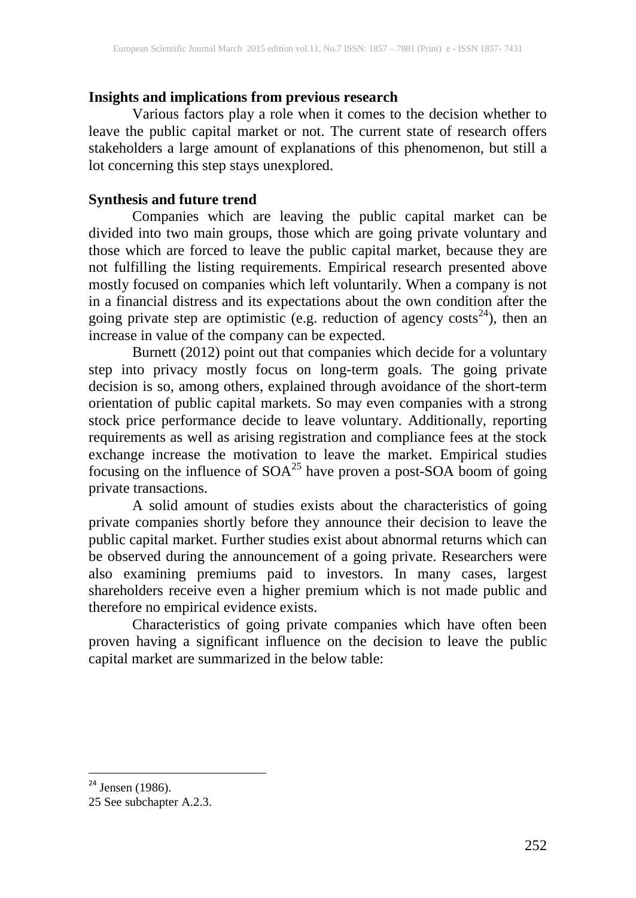### Insights and implications from previous research

Various factors play a role when it comes to the decision whether to leave the public capital market or not. The current state of research offers stakeholders a large amount of explanations of this phenomenon, but still a lot concerning this step stays unexplored.

### Synthesis and future trend

Companies which are leaving the public capital market can be divided into two main groups, those which are going private voluntary and those which are forced to leave the public capital market, because they are not fulfilling the listing requirements. Empirical research presented above mostly focused on companies which left voluntarily. When a company is not in a financial distress and its expectations about the own condition after the going private step are optimistic (e.g. reduction of agency costs[24]), then an increase in value of the company can be expected.

Burnett (2012) point out that companies which decide for a voluntary step into privacy mostly focus on long-term goals. The going private decision is so, among others, explained through avoidance of the short-term orientation of public capital markets. So may even companies with a strong stock price performance decide to leave voluntary. Additionally, reporting requirements as well as arising registration and compliance fees at the stock exchange increase the motivation to leave the market. Empirical studies focusing on the influence of SOA[25] have proven a post-SOA boom of going private transactions.

A solid amount of studies exists about the characteristics of going private companies shortly before they announce their decision to leave the public capital market. Further studies exist about abnormal returns which can be observed during the announcement of a going private. Researchers were also examining premiums paid to investors. In many cases, largest shareholders receive even a higher premium which is not made public and therefore no empirical evidence exists.

Characteristics of going private companies which have often been proven having a significant influence on the decision to leave the public capital market are summarized in the below table:

---

[24] Jensen (1986).

25 See subchapter A.2.3.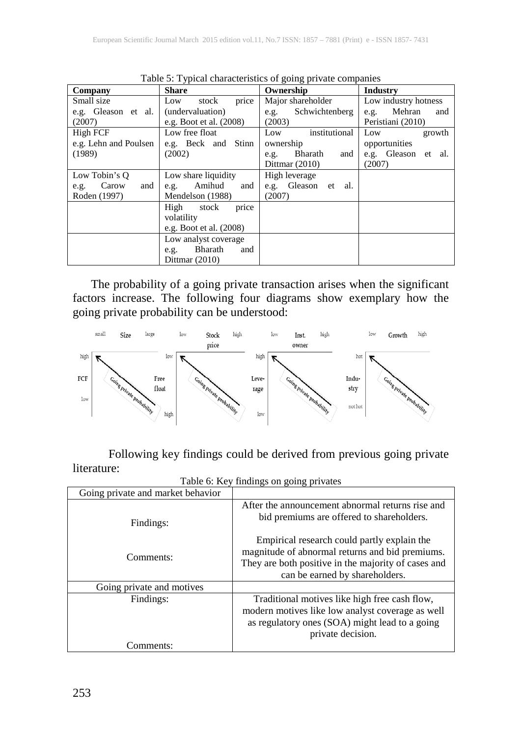Table 5: Typical characteristics of going private companies

| Company | Share | Ownership | Industry |
|---|---|---|---|
| Small size e.g. Gleason et al. (2007) | Low stock price (undervaluation) e.g. Boot et al. (2008) | Major shareholder e.g. Schwichtenberg (2003) | Low industry hotness e.g. Mehran and Peristiani (2010) |
| High FCF e.g. Lehn and Poulsen (1989) | Low free float e.g. Beck and Stinn (2002) | Low institutional ownership e.g. Bharath and Dittmar (2010) | Low growth opportunities e.g. Gleason et al. (2007) |
| Low Tobin's Q e.g. Carow and Roden (1997) | Low share liquidity e.g. Amihud and Mendelson (1988) | High leverage e.g. Gleason et al. (2007) | |
| | High stock price volatility e.g. Boot et al. (2008) | | |
| | Low analyst coverage e.g. Bharath and Dittmar (2010) | | |

The probability of a going private transaction arises when the significant factors increase. The following four diagrams show exemplary how the going private probability can be understood:

Following key findings could be derived from previous going private literature:

Table 6: Key findings on going privates

| Going private and market behavior | |
|---|---|
| Findings: | After the announcement abnormal returns rise and bid premiums are offered to shareholders. |
| Comments: | Empirical research could partly explain the magnitude of abnormal returns and bid premiums. They are both positive in the majority of cases and can be earned by shareholders. |
| Going private and motives | |
| Findings: | Traditional motives like high free cash flow, modern motives like low analyst coverage as well as regulatory ones (SOA) might lead to a going private decision. |
| Comments: | |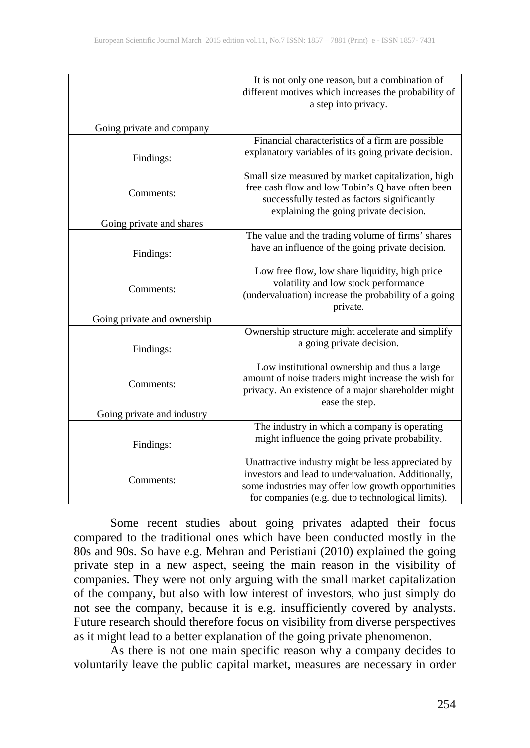| | |
|---|---|
| | It is not only one reason, but a combination of different motives which increases the probability of a step into privacy. |
| Going private and company | |
| Findings: | Financial characteristics of a firm are possible explanatory variables of its going private decision. |
| Comments: | Small size measured by market capitalization, high free cash flow and low Tobin's Q have often been successfully tested as factors significantly explaining the going private decision. |
| Going private and shares | |
| Findings: | The value and the trading volume of firms' shares have an influence of the going private decision. |
| Comments: | Low free flow, low share liquidity, high price volatility and low stock performance (undervaluation) increase the probability of a going private. |
| Going private and ownership | |
| Findings: | Ownership structure might accelerate and simplify a going private decision. |
| Comments: | Low institutional ownership and thus a large amount of noise traders might increase the wish for privacy. An existence of a major shareholder might ease the step. |
| Going private and industry | |
| Findings: | The industry in which a company is operating might influence the going private probability. |
| Comments: | Unattractive industry might be less appreciated by investors and lead to undervaluation. Additionally, some industries may offer low growth opportunities for companies (e.g. due to technological limits). |

Some recent studies about going privates adapted their focus compared to the traditional ones which have been conducted mostly in the 80s and 90s. So have e.g. Mehran and Peristiani (2010) explained the going private step in a new aspect, seeing the main reason in the visibility of companies. They were not only arguing with the small market capitalization of the company, but also with low interest of investors, who just simply do not see the company, because it is e.g. insufficiently covered by analysts. Future research should therefore focus on visibility from diverse perspectives as it might lead to a better explanation of the going private phenomenon.

As there is not one main specific reason why a company decides to voluntarily leave the public capital market, measures are necessary in order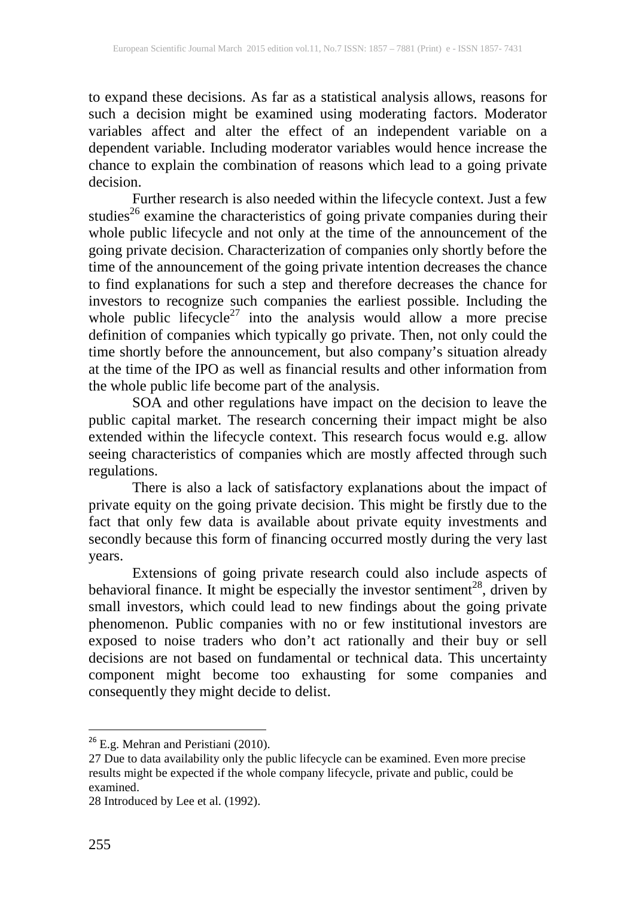to expand these decisions. As far as a statistical analysis allows, reasons for such a decision might be examined using moderating factors. Moderator variables affect and alter the effect of an independent variable on a dependent variable. Including moderator variables would hence increase the chance to explain the combination of reasons which lead to a going private decision.

Further research is also needed within the lifecycle context. Just a few studies[26] examine the characteristics of going private companies during their whole public lifecycle and not only at the time of the announcement of the going private decision. Characterization of companies only shortly before the time of the announcement of the going private intention decreases the chance to find explanations for such a step and therefore decreases the chance for investors to recognize such companies the earliest possible. Including the whole public lifecycle[27] into the analysis would allow a more precise definition of companies which typically go private. Then, not only could the time shortly before the announcement, but also company's situation already at the time of the IPO as well as financial results and other information from the whole public life become part of the analysis.

SOA and other regulations have impact on the decision to leave the public capital market. The research concerning their impact might be also extended within the lifecycle context. This research focus would e.g. allow seeing characteristics of companies which are mostly affected through such regulations.

There is also a lack of satisfactory explanations about the impact of private equity on the going private decision. This might be firstly due to the fact that only few data is available about private equity investments and secondly because this form of financing occurred mostly during the very last years.

Extensions of going private research could also include aspects of behavioral finance. It might be especially the investor sentiment[28], driven by small investors, which could lead to new findings about the going private phenomenon. Public companies with no or few institutional investors are exposed to noise traders who don't act rationally and their buy or sell decisions are not based on fundamental or technical data. This uncertainty component might become too exhausting for some companies and consequently they might decide to delist.

---

[26] E.g. Mehran and Peristiani (2010).

[27] Due to data availability only the public lifecycle can be examined. Even more precise results might be expected if the whole company lifecycle, private and public, could be examined.

[28] Introduced by Lee et al. (1992).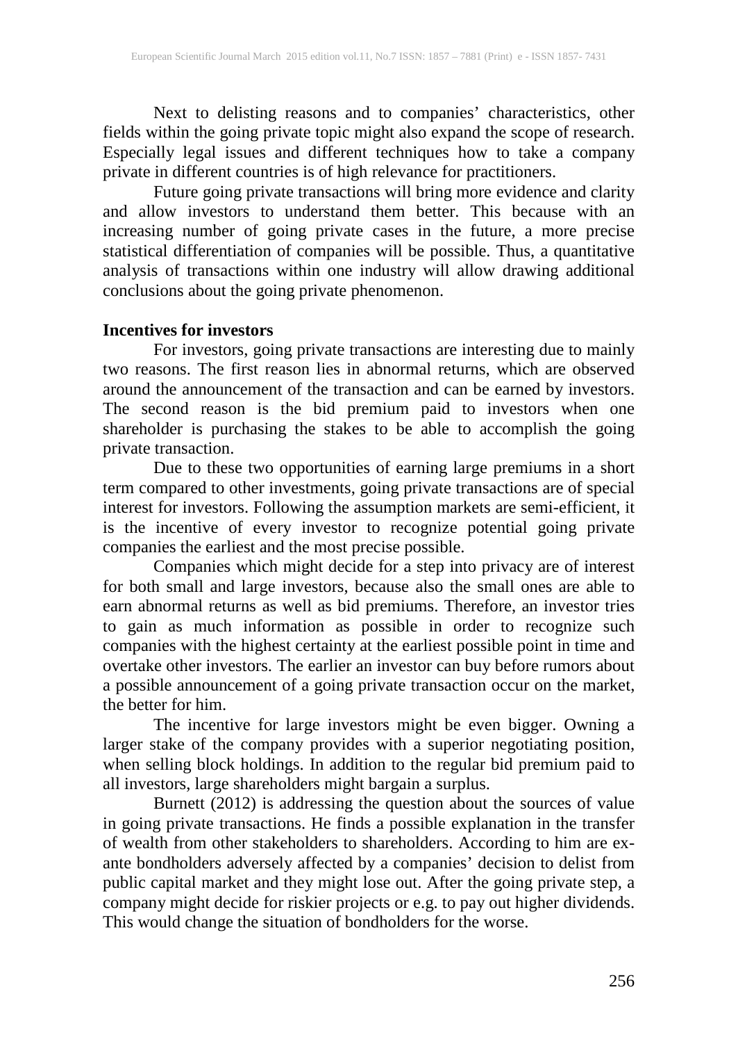Next to delisting reasons and to companies' characteristics, other fields within the going private topic might also expand the scope of research. Especially legal issues and different techniques how to take a company private in different countries is of high relevance for practitioners.

Future going private transactions will bring more evidence and clarity and allow investors to understand them better. This because with an increasing number of going private cases in the future, a more precise statistical differentiation of companies will be possible. Thus, a quantitative analysis of transactions within one industry will allow drawing additional conclusions about the going private phenomenon.

**Incentives for investors**

For investors, going private transactions are interesting due to mainly two reasons. The first reason lies in abnormal returns, which are observed around the announcement of the transaction and can be earned by investors. The second reason is the bid premium paid to investors when one shareholder is purchasing the stakes to be able to accomplish the going private transaction.

Due to these two opportunities of earning large premiums in a short term compared to other investments, going private transactions are of special interest for investors. Following the assumption markets are semi-efficient, it is the incentive of every investor to recognize potential going private companies the earliest and the most precise possible.

Companies which might decide for a step into privacy are of interest for both small and large investors, because also the small ones are able to earn abnormal returns as well as bid premiums. Therefore, an investor tries to gain as much information as possible in order to recognize such companies with the highest certainty at the earliest possible point in time and overtake other investors. The earlier an investor can buy before rumors about a possible announcement of a going private transaction occur on the market, the better for him.

The incentive for large investors might be even bigger. Owning a larger stake of the company provides with a superior negotiating position, when selling block holdings. In addition to the regular bid premium paid to all investors, large shareholders might bargain a surplus.

Burnett (2012) is addressing the question about the sources of value in going private transactions. He finds a possible explanation in the transfer of wealth from other stakeholders to shareholders. According to him are ex-ante bondholders adversely affected by a companies' decision to delist from public capital market and they might lose out. After the going private step, a company might decide for riskier projects or e.g. to pay out higher dividends. This would change the situation of bondholders for the worse.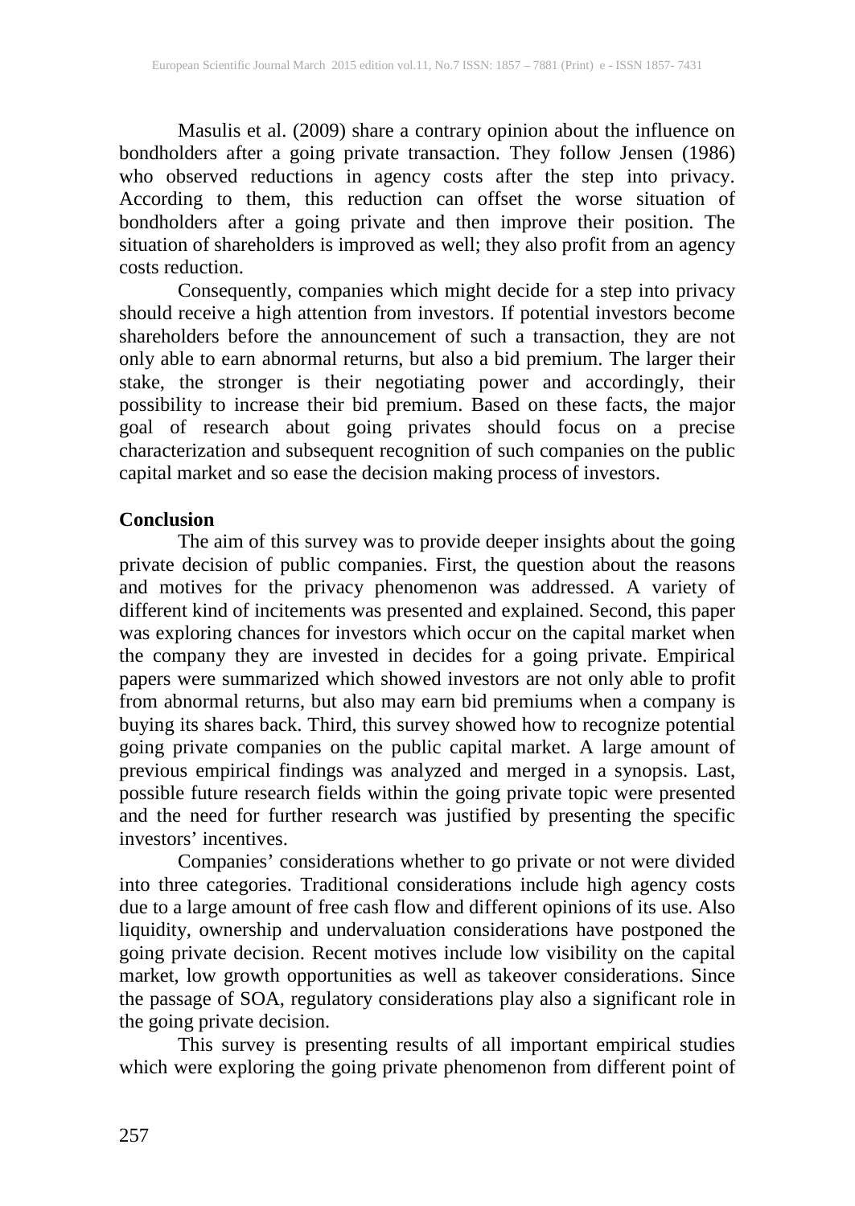Masulis et al. (2009) share a contrary opinion about the influence on bondholders after a going private transaction. They follow Jensen (1986) who observed reductions in agency costs after the step into privacy. According to them, this reduction can offset the worse situation of bondholders after a going private and then improve their position. The situation of shareholders is improved as well; they also profit from an agency costs reduction.

Consequently, companies which might decide for a step into privacy should receive a high attention from investors. If potential investors become shareholders before the announcement of such a transaction, they are not only able to earn abnormal returns, but also a bid premium. The larger their stake, the stronger is their negotiating power and accordingly, their possibility to increase their bid premium. Based on these facts, the major goal of research about going privates should focus on a precise characterization and subsequent recognition of such companies on the public capital market and so ease the decision making process of investors.

## Conclusion

The aim of this survey was to provide deeper insights about the going private decision of public companies. First, the question about the reasons and motives for the privacy phenomenon was addressed. A variety of different kind of incitements was presented and explained. Second, this paper was exploring chances for investors which occur on the capital market when the company they are invested in decides for a going private. Empirical papers were summarized which showed investors are not only able to profit from abnormal returns, but also may earn bid premiums when a company is buying its shares back. Third, this survey showed how to recognize potential going private companies on the public capital market. A large amount of previous empirical findings was analyzed and merged in a synopsis. Last, possible future research fields within the going private topic were presented and the need for further research was justified by presenting the specific investors' incentives.

Companies' considerations whether to go private or not were divided into three categories. Traditional considerations include high agency costs due to a large amount of free cash flow and different opinions of its use. Also liquidity, ownership and undervaluation considerations have postponed the going private decision. Recent motives include low visibility on the capital market, low growth opportunities as well as takeover considerations. Since the passage of SOA, regulatory considerations play also a significant role in the going private decision.

This survey is presenting results of all important empirical studies which were exploring the going private phenomenon from different point of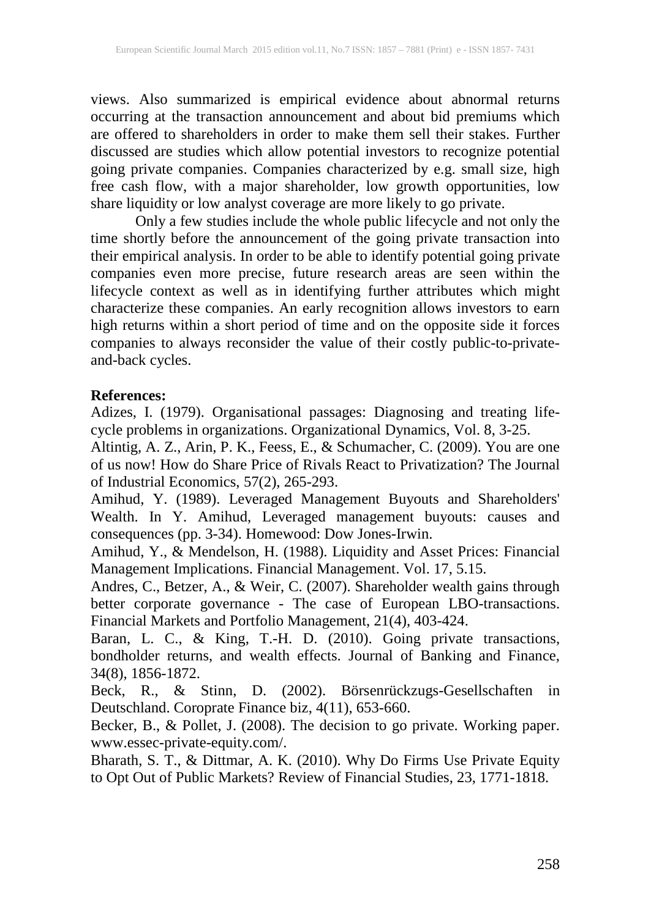views. Also summarized is empirical evidence about abnormal returns occurring at the transaction announcement and about bid premiums which are offered to shareholders in order to make them sell their stakes. Further discussed are studies which allow potential investors to recognize potential going private companies. Companies characterized by e.g. small size, high free cash flow, with a major shareholder, low growth opportunities, low share liquidity or low analyst coverage are more likely to go private.

Only a few studies include the whole public lifecycle and not only the time shortly before the announcement of the going private transaction into their empirical analysis. In order to be able to identify potential going private companies even more precise, future research areas are seen within the lifecycle context as well as in identifying further attributes which might characterize these companies. An early recognition allows investors to earn high returns within a short period of time and on the opposite side it forces companies to always reconsider the value of their costly public-to-private-and-back cycles.

**References:**

Adizes, I. (1979). Organisational passages: Diagnosing and treating life-cycle problems in organizations. Organizational Dynamics, Vol. 8, 3-25.

Altintig, A. Z., Arin, P. K., Feess, E., & Schumacher, C. (2009). You are one of us now! How do Share Price of Rivals React to Privatization? The Journal of Industrial Economics, 57(2), 265-293.

Amihud, Y. (1989). Leveraged Management Buyouts and Shareholders' Wealth. In Y. Amihud, Leveraged management buyouts: causes and consequences (pp. 3-34). Homewood: Dow Jones-Irwin.

Amihud, Y., & Mendelson, H. (1988). Liquidity and Asset Prices: Financial Management Implications. Financial Management. Vol. 17, 5.15.

Andres, C., Betzer, A., & Weir, C. (2007). Shareholder wealth gains through better corporate governance - The case of European LBO-transactions. Financial Markets and Portfolio Management, 21(4), 403-424.

Baran, L. C., & King, T.-H. D. (2010). Going private transactions, bondholder returns, and wealth effects. Journal of Banking and Finance, 34(8), 1856-1872.

Beck, R., & Stinn, D. (2002). Börsenrückzugs-Gesellschaften in Deutschland. Coroprate Finance biz, 4(11), 653-660.

Becker, B., & Pollet, J. (2008). The decision to go private. Working paper. www.essec-private-equity.com/.

Bharath, S. T., & Dittmar, A. K. (2010). Why Do Firms Use Private Equity to Opt Out of Public Markets? Review of Financial Studies, 23, 1771-1818.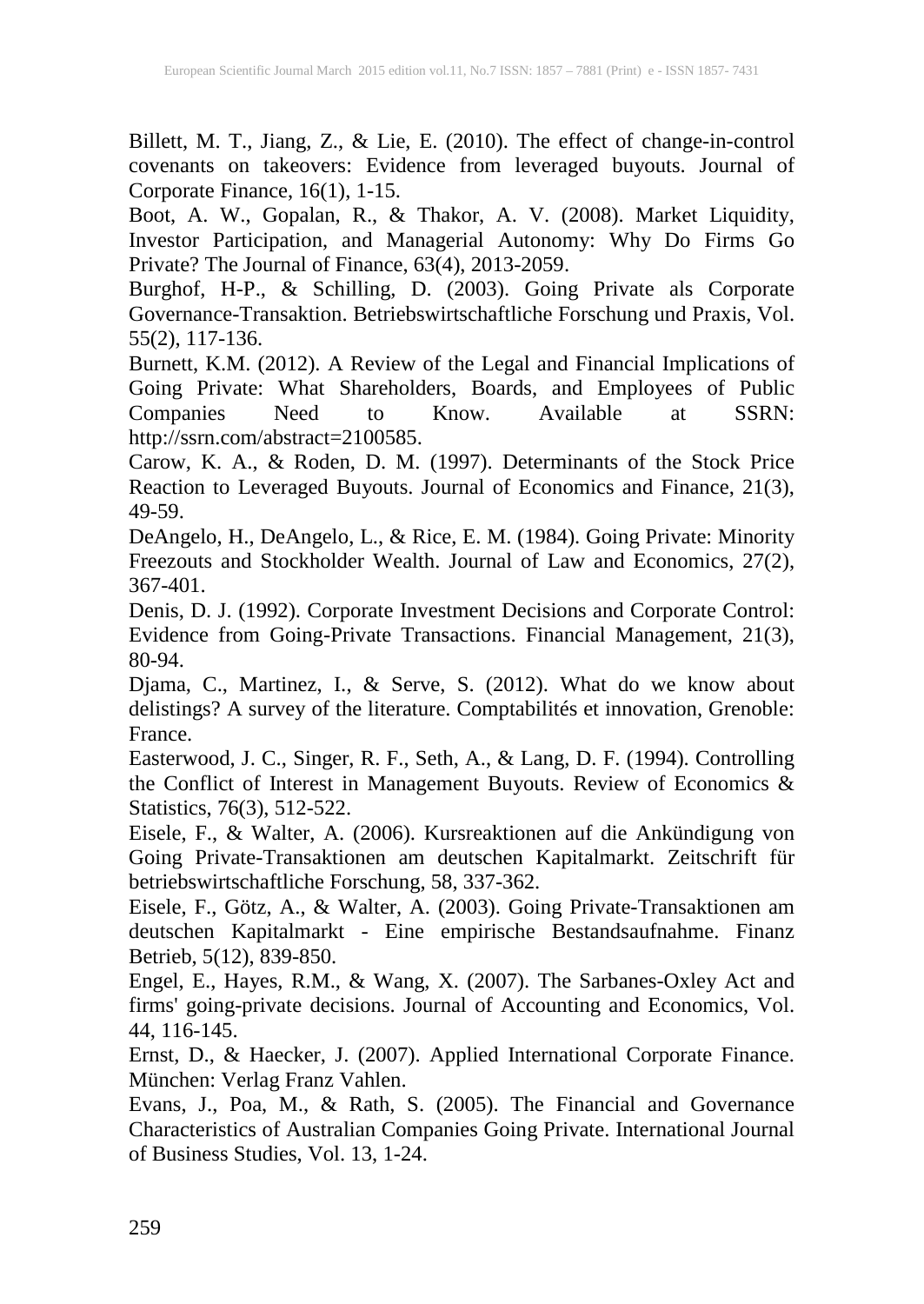Billett, M. T., Jiang, Z., & Lie, E. (2010). The effect of change-in-control covenants on takeovers: Evidence from leveraged buyouts. Journal of Corporate Finance, 16(1), 1-15.

Boot, A. W., Gopalan, R., & Thakor, A. V. (2008). Market Liquidity, Investor Participation, and Managerial Autonomy: Why Do Firms Go Private? The Journal of Finance, 63(4), 2013-2059.

Burghof, H-P., & Schilling, D. (2003). Going Private als Corporate Governance-Transaktion. Betriebswirtschaftliche Forschung und Praxis, Vol. 55(2), 117-136.

Burnett, K.M. (2012). A Review of the Legal and Financial Implications of Going Private: What Shareholders, Boards, and Employees of Public Companies Need to Know. Available at SSRN: http://ssrn.com/abstract=2100585.

Carow, K. A., & Roden, D. M. (1997). Determinants of the Stock Price Reaction to Leveraged Buyouts. Journal of Economics and Finance, 21(3), 49-59.

DeAngelo, H., DeAngelo, L., & Rice, E. M. (1984). Going Private: Minority Freezouts and Stockholder Wealth. Journal of Law and Economics, 27(2), 367-401.

Denis, D. J. (1992). Corporate Investment Decisions and Corporate Control: Evidence from Going-Private Transactions. Financial Management, 21(3), 80-94.

Djama, C., Martinez, I., & Serve, S. (2012). What do we know about delistings? A survey of the literature. Comptabilités et innovation, Grenoble: France.

Easterwood, J. C., Singer, R. F., Seth, A., & Lang, D. F. (1994). Controlling the Conflict of Interest in Management Buyouts. Review of Economics & Statistics, 76(3), 512-522.

Eisele, F., & Walter, A. (2006). Kursreaktionen auf die Ankündigung von Going Private-Transaktionen am deutschen Kapitalmarkt. Zeitschrift für betriebswirtschaftliche Forschung, 58, 337-362.

Eisele, F., Götz, A., & Walter, A. (2003). Going Private-Transaktionen am deutschen Kapitalmarkt - Eine empirische Bestandsaufnahme. Finanz Betrieb, 5(12), 839-850.

Engel, E., Hayes, R.M., & Wang, X. (2007). The Sarbanes-Oxley Act and firms' going-private decisions. Journal of Accounting and Economics, Vol. 44, 116-145.

Ernst, D., & Haecker, J. (2007). Applied International Corporate Finance. München: Verlag Franz Vahlen.

Evans, J., Poa, M., & Rath, S. (2005). The Financial and Governance Characteristics of Australian Companies Going Private. International Journal of Business Studies, Vol. 13, 1-24.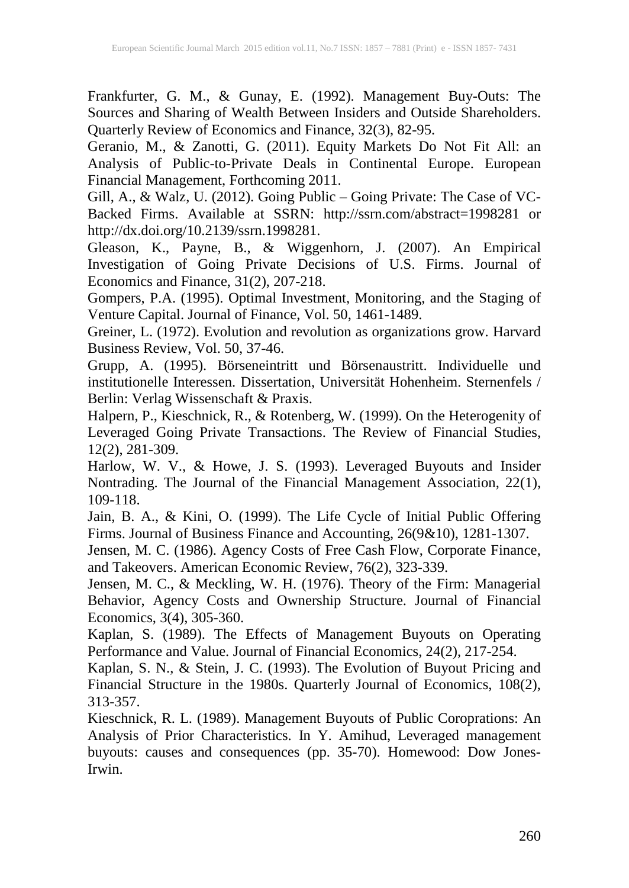Frankfurter, G. M., & Gunay, E. (1992). Management Buy-Outs: The Sources and Sharing of Wealth Between Insiders and Outside Shareholders. Quarterly Review of Economics and Finance, 32(3), 82-95.

Geranio, M., & Zanotti, G. (2011). Equity Markets Do Not Fit All: an Analysis of Public-to-Private Deals in Continental Europe. European Financial Management, Forthcoming 2011.

Gill, A., & Walz, U. (2012). Going Public – Going Private: The Case of VC-Backed Firms. Available at SSRN: http://ssrn.com/abstract=1998281 or http://dx.doi.org/10.2139/ssrn.1998281.

Gleason, K., Payne, B., & Wiggenhorn, J. (2007). An Empirical Investigation of Going Private Decisions of U.S. Firms. Journal of Economics and Finance, 31(2), 207-218.

Gompers, P.A. (1995). Optimal Investment, Monitoring, and the Staging of Venture Capital. Journal of Finance, Vol. 50, 1461-1489.

Greiner, L. (1972). Evolution and revolution as organizations grow. Harvard Business Review, Vol. 50, 37-46.

Grupp, A. (1995). Börseneintritt und Börsenaustritt. Individuelle und institutionelle Interessen. Dissertation, Universität Hohenheim. Sternenfels / Berlin: Verlag Wissenschaft & Praxis.

Halpern, P., Kieschnick, R., & Rotenberg, W. (1999). On the Heterogenity of Leveraged Going Private Transactions. The Review of Financial Studies, 12(2), 281-309.

Harlow, W. V., & Howe, J. S. (1993). Leveraged Buyouts and Insider Nontrading. The Journal of the Financial Management Association, 22(1), 109-118.

Jain, B. A., & Kini, O. (1999). The Life Cycle of Initial Public Offering Firms. Journal of Business Finance and Accounting, 26(9&10), 1281-1307.

Jensen, M. C. (1986). Agency Costs of Free Cash Flow, Corporate Finance, and Takeovers. American Economic Review, 76(2), 323-339.

Jensen, M. C., & Meckling, W. H. (1976). Theory of the Firm: Managerial Behavior, Agency Costs and Ownership Structure. Journal of Financial Economics, 3(4), 305-360.

Kaplan, S. (1989). The Effects of Management Buyouts on Operating Performance and Value. Journal of Financial Economics, 24(2), 217-254.

Kaplan, S. N., & Stein, J. C. (1993). The Evolution of Buyout Pricing and Financial Structure in the 1980s. Quarterly Journal of Economics, 108(2), 313-357.

Kieschnick, R. L. (1989). Management Buyouts of Public Coroprations: An Analysis of Prior Characteristics. In Y. Amihud, Leveraged management buyouts: causes and consequences (pp. 35-70). Homewood: Dow Jones-Irwin.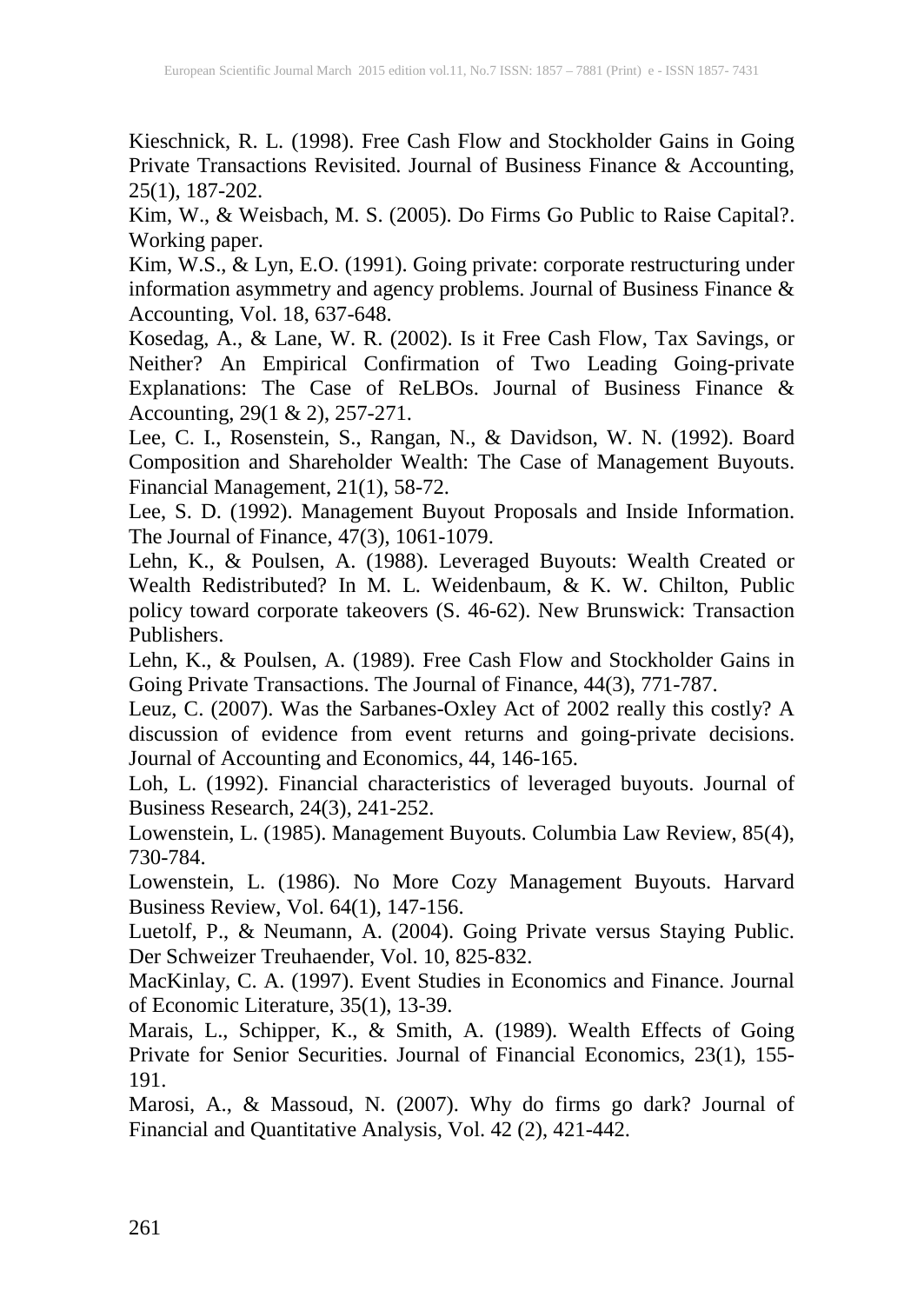Kieschnick, R. L. (1998). Free Cash Flow and Stockholder Gains in Going Private Transactions Revisited. Journal of Business Finance & Accounting, 25(1), 187-202.

Kim, W., & Weisbach, M. S. (2005). Do Firms Go Public to Raise Capital?. Working paper.

Kim, W.S., & Lyn, E.O. (1991). Going private: corporate restructuring under information asymmetry and agency problems. Journal of Business Finance & Accounting, Vol. 18, 637-648.

Kosedag, A., & Lane, W. R. (2002). Is it Free Cash Flow, Tax Savings, or Neither? An Empirical Confirmation of Two Leading Going-private Explanations: The Case of ReLBOs. Journal of Business Finance & Accounting, 29(1 & 2), 257-271.

Lee, C. I., Rosenstein, S., Rangan, N., & Davidson, W. N. (1992). Board Composition and Shareholder Wealth: The Case of Management Buyouts. Financial Management, 21(1), 58-72.

Lee, S. D. (1992). Management Buyout Proposals and Inside Information. The Journal of Finance, 47(3), 1061-1079.

Lehn, K., & Poulsen, A. (1988). Leveraged Buyouts: Wealth Created or Wealth Redistributed? In M. L. Weidenbaum, & K. W. Chilton, Public policy toward corporate takeovers (S. 46-62). New Brunswick: Transaction Publishers.

Lehn, K., & Poulsen, A. (1989). Free Cash Flow and Stockholder Gains in Going Private Transactions. The Journal of Finance, 44(3), 771-787.

Leuz, C. (2007). Was the Sarbanes-Oxley Act of 2002 really this costly? A discussion of evidence from event returns and going-private decisions. Journal of Accounting and Economics, 44, 146-165.

Loh, L. (1992). Financial characteristics of leveraged buyouts. Journal of Business Research, 24(3), 241-252.

Lowenstein, L. (1985). Management Buyouts. Columbia Law Review, 85(4), 730-784.

Lowenstein, L. (1986). No More Cozy Management Buyouts. Harvard Business Review, Vol. 64(1), 147-156.

Luetolf, P., & Neumann, A. (2004). Going Private versus Staying Public. Der Schweizer Treuhaender, Vol. 10, 825-832.

MacKinlay, C. A. (1997). Event Studies in Economics and Finance. Journal of Economic Literature, 35(1), 13-39.

Marais, L., Schipper, K., & Smith, A. (1989). Wealth Effects of Going Private for Senior Securities. Journal of Financial Economics, 23(1), 155-191.

Marosi, A., & Massoud, N. (2007). Why do firms go dark? Journal of Financial and Quantitative Analysis, Vol. 42 (2), 421-442.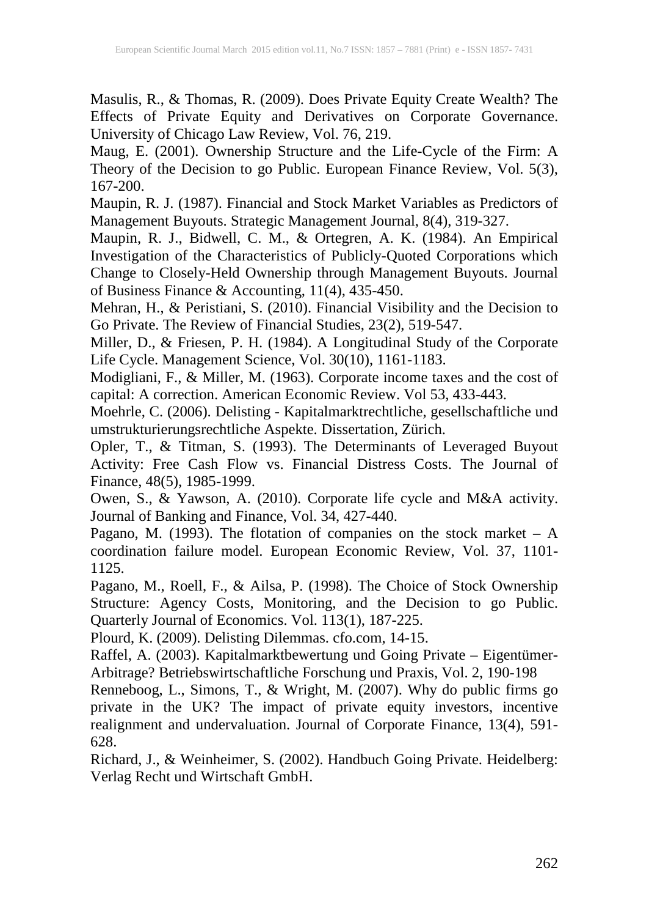Masulis, R., & Thomas, R. (2009). Does Private Equity Create Wealth? The Effects of Private Equity and Derivatives on Corporate Governance. University of Chicago Law Review, Vol. 76, 219.

Maug, E. (2001). Ownership Structure and the Life-Cycle of the Firm: A Theory of the Decision to go Public. European Finance Review, Vol. 5(3), 167-200.

Maupin, R. J. (1987). Financial and Stock Market Variables as Predictors of Management Buyouts. Strategic Management Journal, 8(4), 319-327.

Maupin, R. J., Bidwell, C. M., & Ortegren, A. K. (1984). An Empirical Investigation of the Characteristics of Publicly-Quoted Corporations which Change to Closely-Held Ownership through Management Buyouts. Journal of Business Finance & Accounting, 11(4), 435-450.

Mehran, H., & Peristiani, S. (2010). Financial Visibility and the Decision to Go Private. The Review of Financial Studies, 23(2), 519-547.

Miller, D., & Friesen, P. H. (1984). A Longitudinal Study of the Corporate Life Cycle. Management Science, Vol. 30(10), 1161-1183.

Modigliani, F., & Miller, M. (1963). Corporate income taxes and the cost of capital: A correction. American Economic Review. Vol 53, 433-443.

Moehrle, C. (2006). Delisting - Kapitalmarktrechtliche, gesellschaftliche und umstrukturierungsrechtliche Aspekte. Dissertation, Zürich.

Opler, T., & Titman, S. (1993). The Determinants of Leveraged Buyout Activity: Free Cash Flow vs. Financial Distress Costs. The Journal of Finance, 48(5), 1985-1999.

Owen, S., & Yawson, A. (2010). Corporate life cycle and M&A activity. Journal of Banking and Finance, Vol. 34, 427-440.

Pagano, M. (1993). The flotation of companies on the stock market – A coordination failure model. European Economic Review, Vol. 37, 1101-1125.

Pagano, M., Roell, F., & Ailsa, P. (1998). The Choice of Stock Ownership Structure: Agency Costs, Monitoring, and the Decision to go Public. Quarterly Journal of Economics. Vol. 113(1), 187-225.

Plourd, K. (2009). Delisting Dilemmas. cfo.com, 14-15.

Raffel, A. (2003). Kapitalmarktbewertung und Going Private – Eigentümer-Arbitrage? Betriebswirtschaftliche Forschung und Praxis, Vol. 2, 190-198

Renneboog, L., Simons, T., & Wright, M. (2007). Why do public firms go private in the UK? The impact of private equity investors, incentive realignment and undervaluation. Journal of Corporate Finance, 13(4), 591-628.

Richard, J., & Weinheimer, S. (2002). Handbuch Going Private. Heidelberg: Verlag Recht und Wirtschaft GmbH.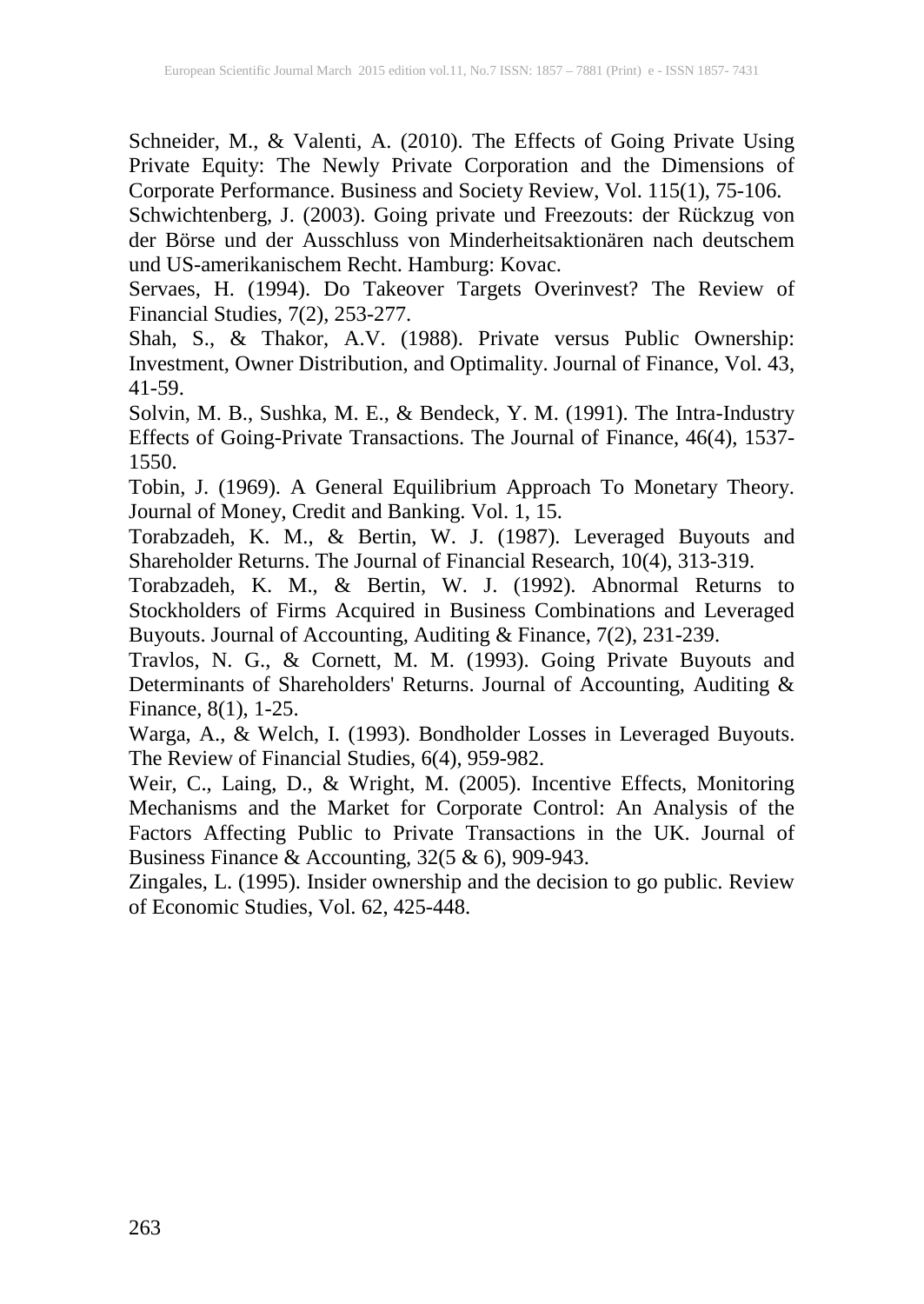Schneider, M., & Valenti, A. (2010). The Effects of Going Private Using Private Equity: The Newly Private Corporation and the Dimensions of Corporate Performance. Business and Society Review, Vol. 115(1), 75-106.

Schwichtenberg, J. (2003). Going private und Freezouts: der Rückzug von der Börse und der Ausschluss von Minderheitsaktionären nach deutschem und US-amerikanischem Recht. Hamburg: Kovac.

Servaes, H. (1994). Do Takeover Targets Overinvest? The Review of Financial Studies, 7(2), 253-277.

Shah, S., & Thakor, A.V. (1988). Private versus Public Ownership: Investment, Owner Distribution, and Optimality. Journal of Finance, Vol. 43, 41-59.

Solvin, M. B., Sushka, M. E., & Bendeck, Y. M. (1991). The Intra-Industry Effects of Going-Private Transactions. The Journal of Finance, 46(4), 1537-1550.

Tobin, J. (1969). A General Equilibrium Approach To Monetary Theory. Journal of Money, Credit and Banking. Vol. 1, 15.

Torabzadeh, K. M., & Bertin, W. J. (1987). Leveraged Buyouts and Shareholder Returns. The Journal of Financial Research, 10(4), 313-319.

Torabzadeh, K. M., & Bertin, W. J. (1992). Abnormal Returns to Stockholders of Firms Acquired in Business Combinations and Leveraged Buyouts. Journal of Accounting, Auditing & Finance, 7(2), 231-239.

Travlos, N. G., & Cornett, M. M. (1993). Going Private Buyouts and Determinants of Shareholders' Returns. Journal of Accounting, Auditing & Finance, 8(1), 1-25.

Warga, A., & Welch, I. (1993). Bondholder Losses in Leveraged Buyouts. The Review of Financial Studies, 6(4), 959-982.

Weir, C., Laing, D., & Wright, M. (2005). Incentive Effects, Monitoring Mechanisms and the Market for Corporate Control: An Analysis of the Factors Affecting Public to Private Transactions in the UK. Journal of Business Finance & Accounting, 32(5 & 6), 909-943.

Zingales, L. (1995). Insider ownership and the decision to go public. Review of Economic Studies, Vol. 62, 425-448.